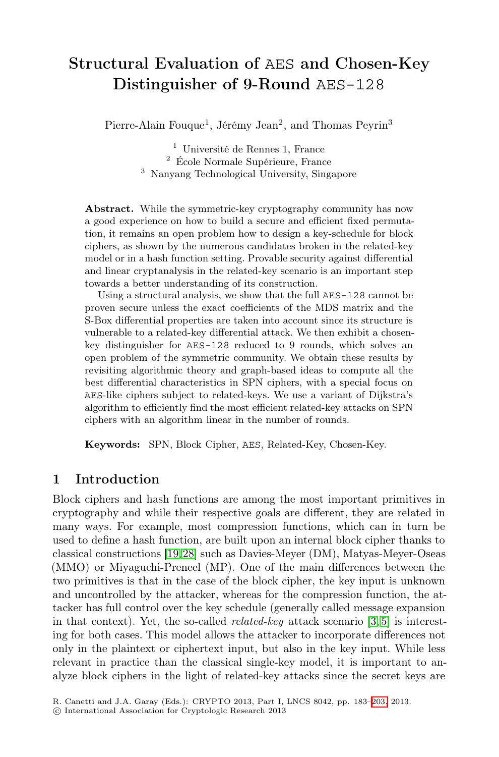# Structural Evaluation of AES and Chosen-Key Distinguisher of 9-Round AES-128

Pierre-Alain Fouque[1], Jérémy Jean[2], and Thomas Peyrin[3]

[1] Université de Rennes 1, France
[2] École Normale Supérieure, France
[3] Nanyang Technological University, Singapore

**Abstract.** While the symmetric-key cryptography community has now a good experience on how to build a secure and efficient fixed permutation, it remains an open problem how to design a key-schedule for block ciphers, as shown by the numerous candidates broken in the related-key model or in a hash function setting. Provable security against differential and linear cryptanalysis in the related-key scenario is an important step towards a better understanding of its construction.

Using a structural analysis, we show that the full AES-128 cannot be proven secure unless the exact coefficients of the MDS matrix and the S-Box differential properties are taken into account since its structure is vulnerable to a related-key differential attack. We then exhibit a chosen-key distinguisher for AES-128 reduced to 9 rounds, which solves an open problem of the symmetric community. We obtain these results by revisiting algorithmic theory and graph-based ideas to compute all the best differential characteristics in SPN ciphers, with a special focus on AES-like ciphers subject to related-keys. We use a variant of Dijkstra's algorithm to efficiently find the most efficient related-key attacks on SPN ciphers with an algorithm linear in the number of rounds.

**Keywords:** SPN, Block Cipher, AES, Related-Key, Chosen-Key.

## 1 Introduction

Block ciphers and hash functions are among the most important primitives in cryptography and while their respective goals are different, they are related in many ways. For example, most compression functions, which can in turn be used to define a hash function, are built upon an internal block cipher thanks to classical constructions [19,28] such as Davies-Meyer (DM), Matyas-Meyer-Oseas (MMO) or Miyaguchi-Preneel (MP). One of the main differences between the two primitives is that in the case of the block cipher, the key input is unknown and uncontrolled by the attacker, whereas for the compression function, the attacker has full control over the key schedule (generally called message expansion in that context). Yet, the so-called *related-key* attack scenario [3,5] is interesting for both cases. This model allows the attacker to incorporate differences not only in the plaintext or ciphertext input, but also in the key input. While less relevant in practice than the classical single-key model, it is important to analyze block ciphers in the light of related-key attacks since the secret keys are

R. Canetti and J.A. Garay (Eds.): CRYPTO 2013, Part I, LNCS 8042, pp. 183–203, 2013.
© International Association for Cryptologic Research 2013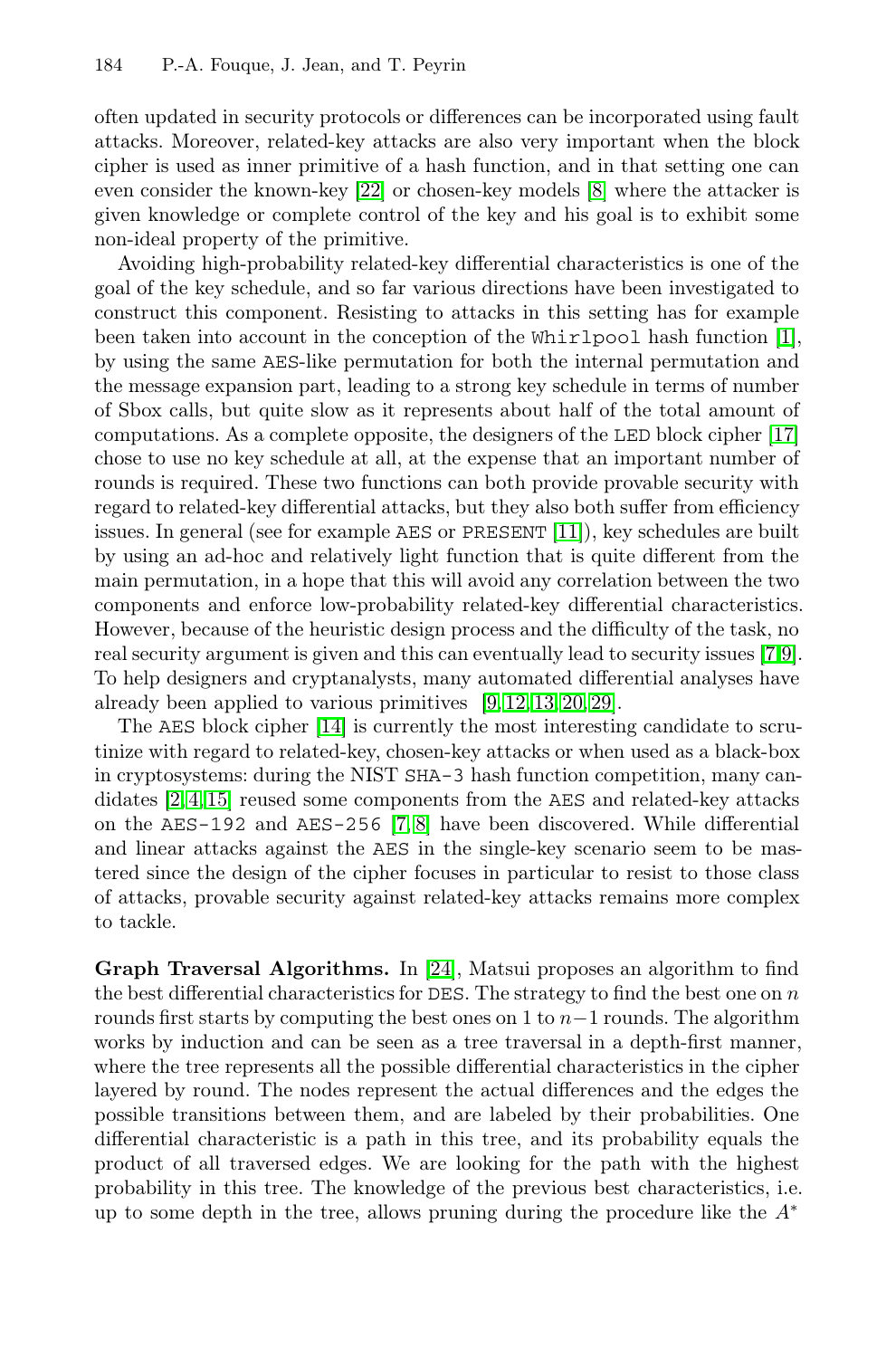often updated in security protocols or differences can be incorporated using fault attacks. Moreover, related-key attacks are also very important when the block cipher is used as inner primitive of a hash function, and in that setting one can even consider the known-key [22] or chosen-key models [8] where the attacker is given knowledge or complete control of the key and his goal is to exhibit some non-ideal property of the primitive.

Avoiding high-probability related-key differential characteristics is one of the goal of the key schedule, and so far various directions have been investigated to construct this component. Resisting to attacks in this setting has for example been taken into account in the conception of the Whirlpool hash function [1], by using the same AES-like permutation for both the internal permutation and the message expansion part, leading to a strong key schedule in terms of number of Sbox calls, but quite slow as it represents about half of the total amount of computations. As a complete opposite, the designers of the LED block cipher [17] chose to use no key schedule at all, at the expense that an important number of rounds is required. These two functions can both provide provable security with regard to related-key differential attacks, but they also both suffer from efficiency issues. In general (see for example AES or PRESENT [11]), key schedules are built by using an ad-hoc and relatively light function that is quite different from the main permutation, in a hope that this will avoid any correlation between the two components and enforce low-probability related-key differential characteristics. However, because of the heuristic design process and the difficulty of the task, no real security argument is given and this can eventually lead to security issues [7,9]. To help designers and cryptanalysts, many automated differential analyses have already been applied to various primitives [9,12,13,20,29].

The AES block cipher [14] is currently the most interesting candidate to scrutinize with regard to related-key, chosen-key attacks or when used as a black-box in cryptosystems: during the NIST SHA-3 hash function competition, many candidates [2,4,15] reused some components from the AES and related-key attacks on the AES-192 and AES-256 [7,8] have been discovered. While differential and linear attacks against the AES in the single-key scenario seem to be mastered since the design of the cipher focuses in particular to resist to those class of attacks, provable security against related-key attacks remains more complex to tackle.

**Graph Traversal Algorithms.** In [24], Matsui proposes an algorithm to find the best differential characteristics for DES. The strategy to find the best one on $n$ rounds first starts by computing the best ones on 1 to $n-1$ rounds. The algorithm works by induction and can be seen as a tree traversal in a depth-first manner, where the tree represents all the possible differential characteristics in the cipher layered by round. The nodes represent the actual differences and the edges the possible transitions between them, and are labeled by their probabilities. One differential characteristic is a path in this tree, and its probability equals the product of all traversed edges. We are looking for the path with the highest probability in this tree. The knowledge of the previous best characteristics, i.e. up to some depth in the tree, allows pruning during the procedure like the $A^*$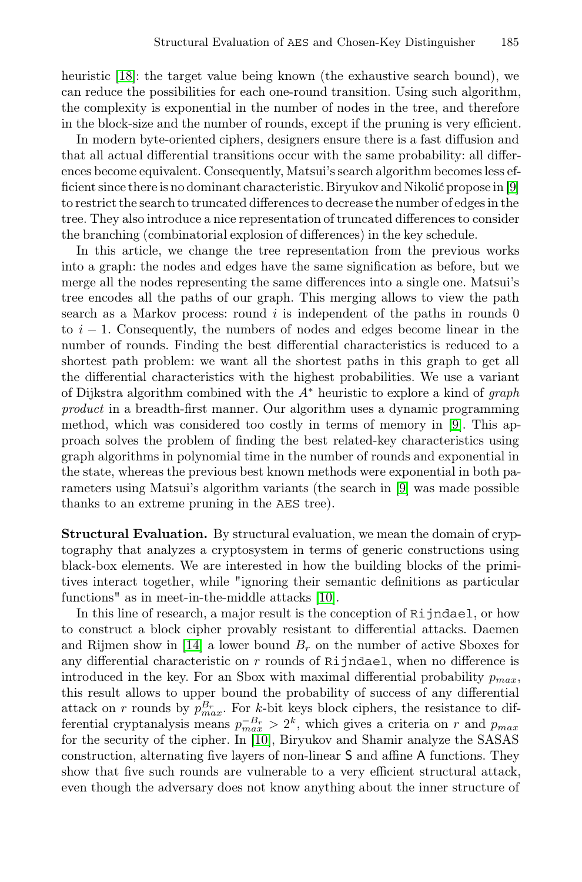heuristic [18]: the target value being known (the exhaustive search bound), we can reduce the possibilities for each one-round transition. Using such algorithm, the complexity is exponential in the number of nodes in the tree, and therefore in the block-size and the number of rounds, except if the pruning is very efficient.

In modern byte-oriented ciphers, designers ensure there is a fast diffusion and that all actual differential transitions occur with the same probability: all differences become equivalent. Consequently, Matsui's search algorithm becomes less efficient since there is no dominant characteristic. Biryukov and Nikolić propose in [9] to restrict the search to truncated differences to decrease the number of edges in the tree. They also introduce a nice representation of truncated differences to consider the branching (combinatorial explosion of differences) in the key schedule.

In this article, we change the tree representation from the previous works into a graph: the nodes and edges have the same signification as before, but we merge all the nodes representing the same differences into a single one. Matsui's tree encodes all the paths of our graph. This merging allows to view the path search as a Markov process: round $i$ is independent of the paths in rounds 0 to $i-1$. Consequently, the numbers of nodes and edges become linear in the number of rounds. Finding the best differential characteristics is reduced to a shortest path problem: we want all the shortest paths in this graph to get all the differential characteristics with the highest probabilities. We use a variant of Dijkstra algorithm combined with the $A^*$ heuristic to explore a kind of *graph product* in a breadth-first manner. Our algorithm uses a dynamic programming method, which was considered too costly in terms of memory in [9]. This approach solves the problem of finding the best related-key characteristics using graph algorithms in polynomial time in the number of rounds and exponential in the state, whereas the previous best known methods were exponential in both parameters using Matsui's algorithm variants (the search in [9] was made possible thanks to an extreme pruning in the AES tree).

**Structural Evaluation.** By structural evaluation, we mean the domain of cryptography that analyzes a cryptosystem in terms of generic constructions using black-box elements. We are interested in how the building blocks of the primitives interact together, while "ignoring their semantic definitions as particular functions" as in meet-in-the-middle attacks [10].

In this line of research, a major result is the conception of Rijndael, or how to construct a block cipher provably resistant to differential attacks. Daemen and Rijmen show in [14] a lower bound $B_r$ on the number of active Sboxes for any differential characteristic on $r$ rounds of Rijndael, when no difference is introduced in the key. For an Sbox with maximal differential probability $p_{max}$, this result allows to upper bound the probability of success of any differential attack on $r$ rounds by $p_{max}^{B_r}$. For $k$-bit keys block ciphers, the resistance to differential cryptanalysis means $p_{max}^{-B_r} > 2^k$, which gives a criteria on $r$ and $p_{max}$ for the security of the cipher. In [10], Biryukov and Shamir analyze the SASAS construction, alternating five layers of non-linear S and affine A functions. They show that five such rounds are vulnerable to a very efficient structural attack, even though the adversary does not know anything about the inner structure of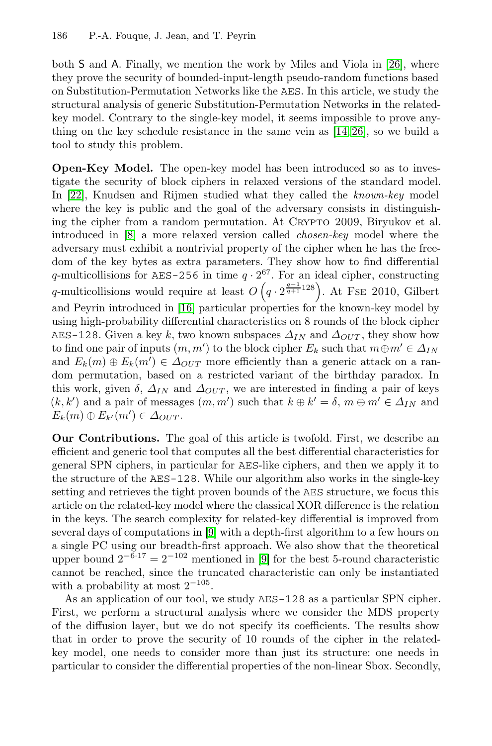both S and A. Finally, we mention the work by Miles and Viola in [26], where they prove the security of bounded-input-length pseudo-random functions based on Substitution-Permutation Networks like the AES. In this article, we study the structural analysis of generic Substitution-Permutation Networks in the related-key model. Contrary to the single-key model, it seems impossible to prove anything on the key schedule resistance in the same vein as [14,26], so we build a tool to study this problem.

**Open-Key Model.** The open-key model has been introduced so as to investigate the security of block ciphers in relaxed versions of the standard model. In [22], Knudsen and Rijmen studied what they called the *known-key* model where the key is public and the goal of the adversary consists in distinguishing the cipher from a random permutation. At Crypto 2009, Biryukov et al. introduced in [8] a more relaxed version called *chosen-key* model where the adversary must exhibit a nontrivial property of the cipher when he has the freedom of the key bytes as extra parameters. They show how to find differential $q$-multicollisions for AES-256 in time $q \cdot 2^{67}$. For an ideal cipher, constructing $q$-multicollisions would require at least $O\left(q \cdot 2^{\frac{q-1}{q+1}128}\right)$. At Fse 2010, Gilbert and Peyrin introduced in [16] particular properties for the known-key model by using high-probability differential characteristics on 8 rounds of the block cipher AES-128. Given a key $k$, two known subspaces $\Delta_{IN}$ and $\Delta_{OUT}$, they show how to find one pair of inputs $(m, m')$ to the block cipher $E_k$ such that $m \oplus m' \in \Delta_{IN}$ and $E_k(m) \oplus E_k(m') \in \Delta_{OUT}$ more efficiently than a generic attack on a random permutation, based on a restricted variant of the birthday paradox. In this work, given $\delta$, $\Delta_{IN}$ and $\Delta_{OUT}$, we are interested in finding a pair of keys $(k, k')$ and a pair of messages $(m, m')$ such that $k \oplus k' = \delta$, $m \oplus m' \in \Delta_{IN}$ and $E_k(m) \oplus E_{k'}(m') \in \Delta_{OUT}$.

**Our Contributions.** The goal of this article is twofold. First, we describe an efficient and generic tool that computes all the best differential characteristics for general SPN ciphers, in particular for AES-like ciphers, and then we apply it to the structure of the AES-128. While our algorithm also works in the single-key setting and retrieves the tight proven bounds of the AES structure, we focus this article on the related-key model where the classical XOR difference is the relation in the keys. The search complexity for related-key differential is improved from several days of computations in [9] with a depth-first algorithm to a few hours on a single PC using our breadth-first approach. We also show that the theoretical upper bound $2^{-6 \cdot 17} = 2^{-102}$ mentioned in [9] for the best 5-round characteristic cannot be reached, since the truncated characteristic can only be instantiated with a probability at most $2^{-105}$.

As an application of our tool, we study AES-128 as a particular SPN cipher. First, we perform a structural analysis where we consider the MDS property of the diffusion layer, but we do not specify its coefficients. The results show that in order to prove the security of 10 rounds of the cipher in the related-key model, one needs to consider more than just its structure: one needs in particular to consider the differential properties of the non-linear Sbox. Secondly,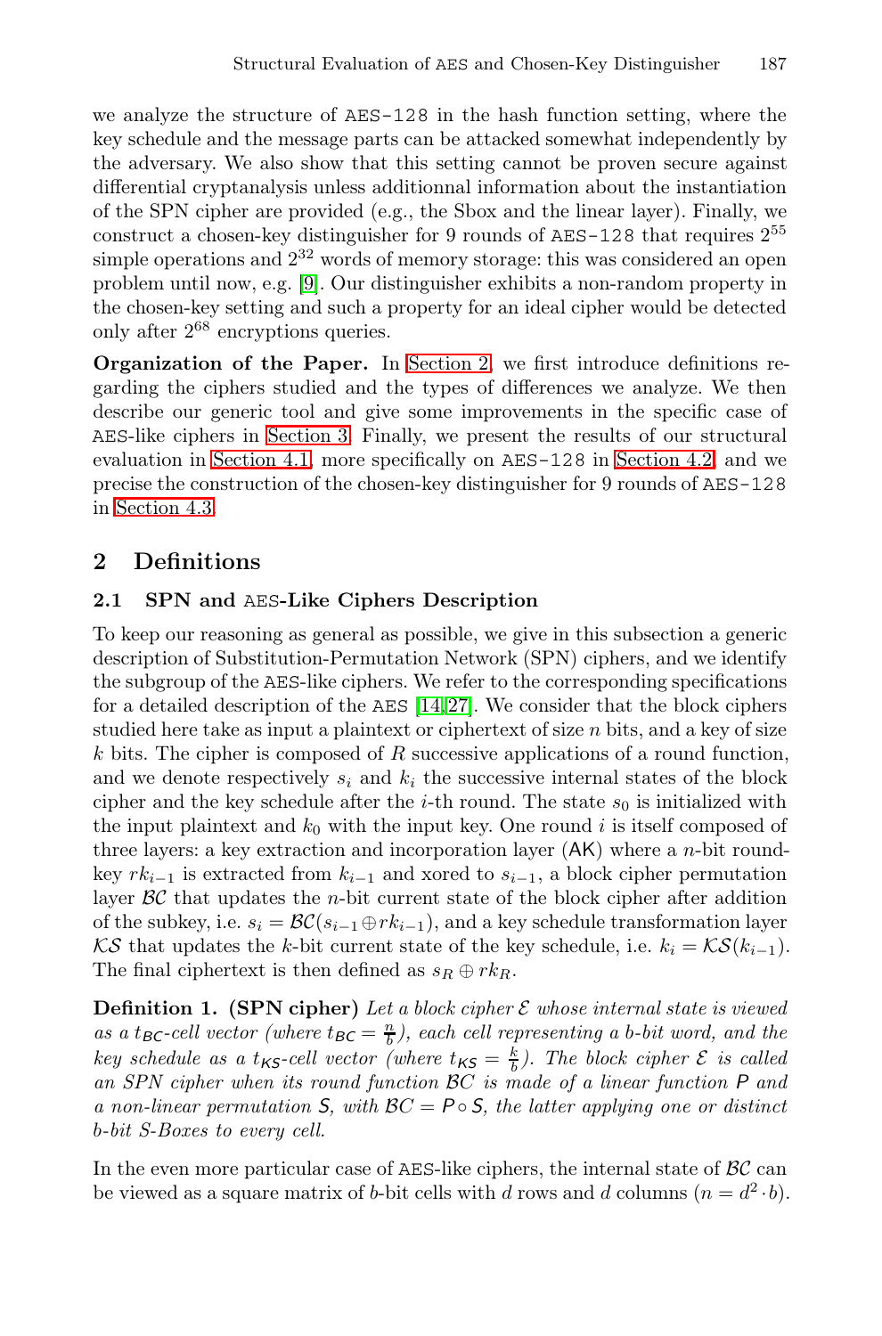we analyze the structure of AES-128 in the hash function setting, where the key schedule and the message parts can be attacked somewhat independently by the adversary. We also show that this setting cannot be proven secure against differential cryptanalysis unless additionnal information about the instantiation of the SPN cipher are provided (e.g., the Sbox and the linear layer). Finally, we construct a chosen-key distinguisher for 9 rounds of AES-128 that requires $2^{55}$ simple operations and $2^{32}$ words of memory storage: this was considered an open problem until now, e.g. [9]. Our distinguisher exhibits a non-random property in the chosen-key setting and such a property for an ideal cipher would be detected only after $2^{68}$ encryptions queries.

**Organization of the Paper.** In Section 2, we first introduce definitions regarding the ciphers studied and the types of differences we analyze. We then describe our generic tool and give some improvements in the specific case of AES-like ciphers in Section 3. Finally, we present the results of our structural evaluation in Section 4.1, more specifically on AES-128 in Section 4.2, and we precise the construction of the chosen-key distinguisher for 9 rounds of AES-128 in Section 4.3.

## 2 Definitions

### 2.1 SPN and AES-Like Ciphers Description

To keep our reasoning as general as possible, we give in this subsection a generic description of Substitution-Permutation Network (SPN) ciphers, and we identify the subgroup of the AES-like ciphers. We refer to the corresponding specifications for a detailed description of the AES [14,27]. We consider that the block ciphers studied here take as input a plaintext or ciphertext of size $n$ bits, and a key of size $k$ bits. The cipher is composed of $R$ successive applications of a round function, and we denote respectively $s_i$ and $k_i$ the successive internal states of the block cipher and the key schedule after the $i$-th round. The state $s_0$ is initialized with the input plaintext and $k_0$ with the input key. One round $i$ is itself composed of three layers: a key extraction and incorporation layer ($\mathsf{AK}$) where a $n$-bit round-key $rk_{i-1}$ is extracted from $k_{i-1}$ and xored to $s_{i-1}$, a block cipher permutation layer $\mathcal{BC}$ that updates the $n$-bit current state of the block cipher after addition of the subkey, i.e. $s_i = \mathcal{BC}(s_{i-1} \oplus rk_{i-1})$, and a key schedule transformation layer $\mathcal{KS}$ that updates the $k$-bit current state of the key schedule, i.e. $k_i = \mathcal{KS}(k_{i-1})$. The final ciphertext is then defined as $s_R \oplus rk_R$.

**Definition 1. (SPN cipher)** *Let a block cipher $\mathcal{E}$ whose internal state is viewed as a $t_{\mathsf{BC}}$-cell vector (where $t_{\mathsf{BC}} = \frac{n}{b}$), each cell representing a $b$-bit word, and the key schedule as a $t_{\mathsf{KS}}$-cell vector (where $t_{\mathsf{KS}} = \frac{k}{b}$). The block cipher $\mathcal{E}$ is called an SPN cipher when its round function $\mathcal{BC}$ is made of a linear function $\mathsf{P}$ and a non-linear permutation $\mathsf{S}$, with $\mathcal{BC} = \mathsf{P} \circ \mathsf{S}$, the latter applying one or distinct $b$-bit S-Boxes to every cell.*

In the even more particular case of AES-like ciphers, the internal state of $\mathcal{BC}$ can be viewed as a square matrix of $b$-bit cells with $d$ rows and $d$ columns ($n = d^2 \cdot b$).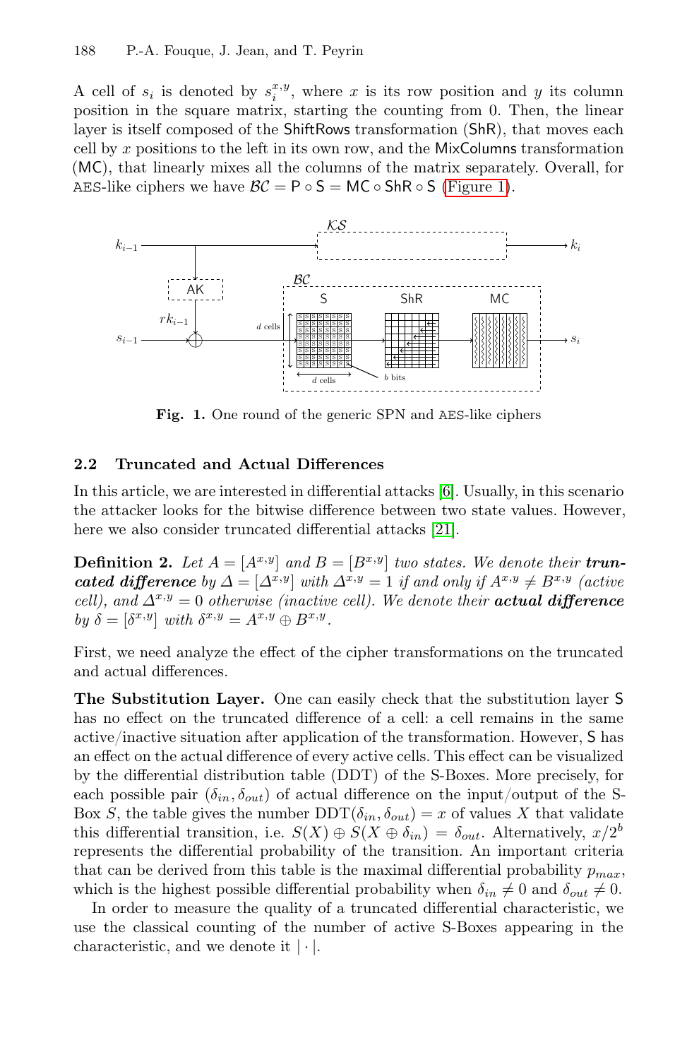A cell of $s_i$ is denoted by $s_i^{x,y}$, where $x$ is its row position and $y$ its column position in the square matrix, starting the counting from 0. Then, the linear layer is itself composed of the ShiftRows transformation (ShR), that moves each cell by $x$ positions to the left in its own row, and the MixColumns transformation (MC), that linearly mixes all the columns of the matrix separately. Overall, for AES-like ciphers we have $\mathcal{BC} = \mathsf{P} \circ \mathsf{S} = \mathsf{MC} \circ \mathsf{ShR} \circ \mathsf{S}$ (Figure 1).

**Fig. 1.** One round of the generic SPN and AES-like ciphers

### 2.2 Truncated and Actual Differences

In this article, we are interested in differential attacks [6]. Usually, in this scenario the attacker looks for the bitwise difference between two state values. However, here we also consider truncated differential attacks [21].

**Definition 2.** *Let $A = [A^{x,y}]$ and $B = [B^{x,y}]$ two states. We denote their* ***truncated difference*** *by $\Delta = [\Delta^{x,y}]$ with $\Delta^{x,y} = 1$ if and only if $A^{x,y} \neq B^{x,y}$ (active cell), and $\Delta^{x,y} = 0$ otherwise (inactive cell). We denote their* ***actual difference*** *by $\delta = [\delta^{x,y}]$ with $\delta^{x,y} = A^{x,y} \oplus B^{x,y}$.*

First, we need analyze the effect of the cipher transformations on the truncated and actual differences.

**The Substitution Layer.** One can easily check that the substitution layer S has no effect on the truncated difference of a cell: a cell remains in the same active/inactive situation after application of the transformation. However, S has an effect on the actual difference of every active cells. This effect can be visualized by the differential distribution table (DDT) of the S-Boxes. More precisely, for each possible pair $(\delta_{in}, \delta_{out})$ of actual difference on the input/output of the S-Box $S$, the table gives the number $\mathrm{DDT}(\delta_{in}, \delta_{out}) = x$ of values $X$ that validate this differential transition, i.e. $S(X) \oplus S(X \oplus \delta_{in}) = \delta_{out}$. Alternatively, $x/2^b$ represents the differential probability of the transition. An important criteria that can be derived from this table is the maximal differential probability $p_{max}$, which is the highest possible differential probability when $\delta_{in} \neq 0$ and $\delta_{out} \neq 0$.

In order to measure the quality of a truncated differential characteristic, we use the classical counting of the number of active S-Boxes appearing in the characteristic, and we denote it $|\cdot|$.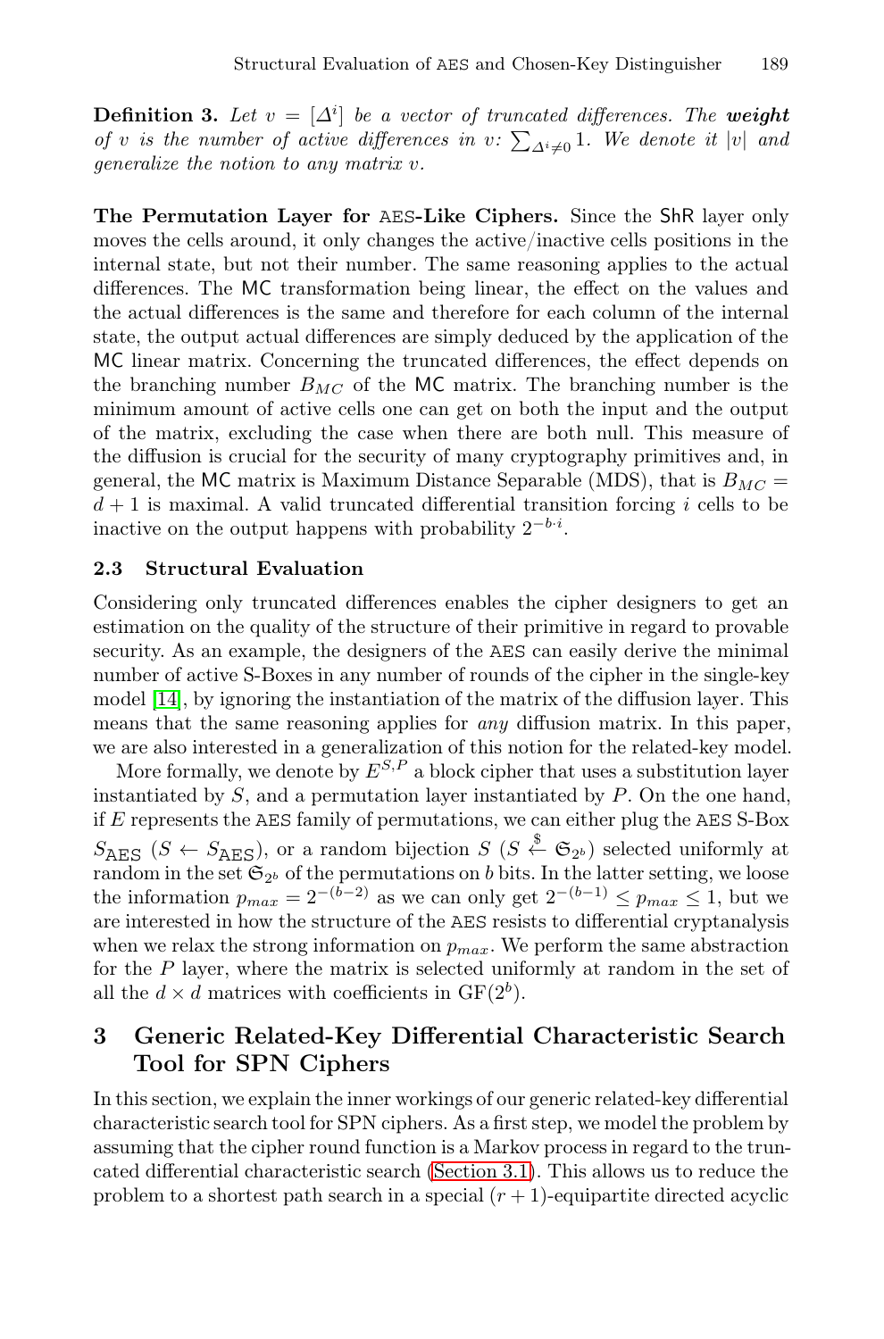**Definition 3.** *Let $v = [\Delta^i]$ be a vector of truncated differences. The **weight** of $v$ is the number of active differences in $v$: $\sum_{\Delta^i \neq 0} 1$. We denote it $|v|$ and generalize the notion to any matrix $v$.*

**The Permutation Layer for AES-Like Ciphers.** Since the ShR layer only moves the cells around, it only changes the active/inactive cells positions in the internal state, but not their number. The same reasoning applies to the actual differences. The MC transformation being linear, the effect on the values and the actual differences is the same and therefore for each column of the internal state, the output actual differences are simply deduced by the application of the MC linear matrix. Concerning the truncated differences, the effect depends on the branching number $B_{MC}$ of the MC matrix. The branching number is the minimum amount of active cells one can get on both the input and the output of the matrix, excluding the case when there are both null. This measure of the diffusion is crucial for the security of many cryptography primitives and, in general, the MC matrix is Maximum Distance Separable (MDS), that is $B_{MC} = d + 1$ is maximal. A valid truncated differential transition forcing $i$ cells to be inactive on the output happens with probability $2^{-b \cdot i}$.

### 2.3 Structural Evaluation

Considering only truncated differences enables the cipher designers to get an estimation on the quality of the structure of their primitive in regard to provable security. As an example, the designers of the AES can easily derive the minimal number of active S-Boxes in any number of rounds of the cipher in the single-key model [14], by ignoring the instantiation of the matrix of the diffusion layer. This means that the same reasoning applies for *any* diffusion matrix. In this paper, we are also interested in a generalization of this notion for the related-key model.

More formally, we denote by $E^{S,P}$ a block cipher that uses a substitution layer instantiated by $S$, and a permutation layer instantiated by $P$. On the one hand, if $E$ represents the AES family of permutations, we can either plug the AES S-Box $S_{\text{AES}}$ ($S \leftarrow S_{\text{AES}}$), or a random bijection $S$ ($S \xleftarrow{\$} \mathfrak{S}_{2^b}$) selected uniformly at random in the set $\mathfrak{S}_{2^b}$ of the permutations on $b$ bits. In the latter setting, we loose the information $p_{max} = 2^{-(b-2)}$ as we can only get $2^{-(b-1)} \leq p_{max} \leq 1$, but we are interested in how the structure of the AES resists to differential cryptanalysis when we relax the strong information on $p_{max}$. We perform the same abstraction for the $P$ layer, where the matrix is selected uniformly at random in the set of all the $d \times d$ matrices with coefficients in $\text{GF}(2^b)$.

## 3 Generic Related-Key Differential Characteristic Search Tool for SPN Ciphers

In this section, we explain the inner workings of our generic related-key differential characteristic search tool for SPN ciphers. As a first step, we model the problem by assuming that the cipher round function is a Markov process in regard to the truncated differential characteristic search (Section 3.1). This allows us to reduce the problem to a shortest path search in a special $(r + 1)$-equipartite directed acyclic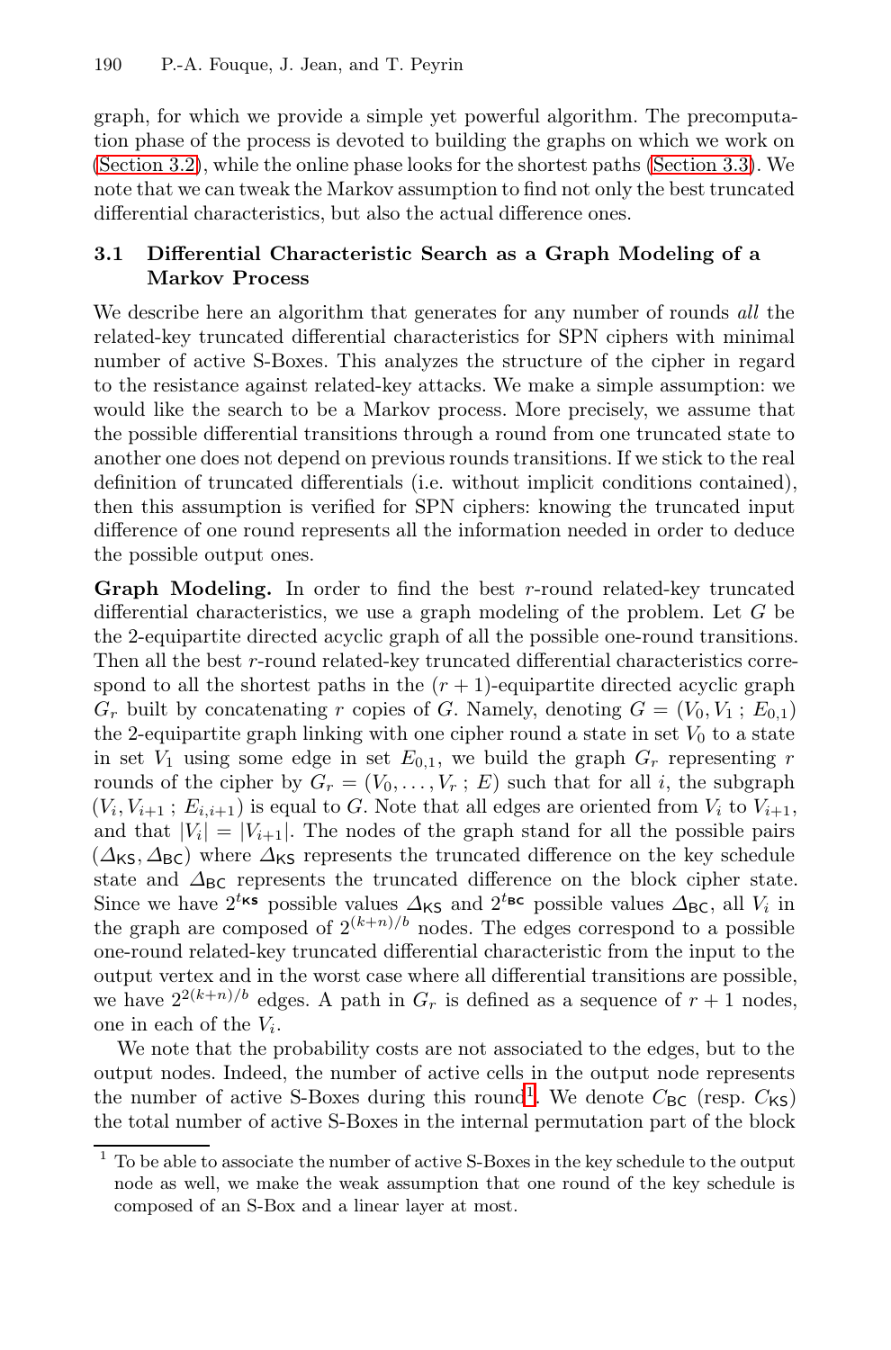graph, for which we provide a simple yet powerful algorithm. The precomputation phase of the process is devoted to building the graphs on which we work on (Section 3.2), while the online phase looks for the shortest paths (Section 3.3). We note that we can tweak the Markov assumption to find not only the best truncated differential characteristics, but also the actual difference ones.

### 3.1 Differential Characteristic Search as a Graph Modeling of a Markov Process

We describe here an algorithm that generates for any number of rounds *all* the related-key truncated differential characteristics for SPN ciphers with minimal number of active S-Boxes. This analyzes the structure of the cipher in regard to the resistance against related-key attacks. We make a simple assumption: we would like the search to be a Markov process. More precisely, we assume that the possible differential transitions through a round from one truncated state to another one does not depend on previous rounds transitions. If we stick to the real definition of truncated differentials (i.e. without implicit conditions contained), then this assumption is verified for SPN ciphers: knowing the truncated input difference of one round represents all the information needed in order to deduce the possible output ones.

**Graph Modeling.** In order to find the best $r$-round related-key truncated differential characteristics, we use a graph modeling of the problem. Let $G$ be the 2-equipartite directed acyclic graph of all the possible one-round transitions. Then all the best $r$-round related-key truncated differential characteristics correspond to all the shortest paths in the $(r+1)$-equipartite directed acyclic graph $G_r$ built by concatenating $r$ copies of $G$. Namely, denoting $G = (V_0, V_1 \,;\, E_{0,1})$ the 2-equipartite graph linking with one cipher round a state in set $V_0$ to a state in set $V_1$ using some edge in set $E_{0,1}$, we build the graph $G_r$ representing $r$ rounds of the cipher by $G_r = (V_0, \ldots, V_r \,;\, E)$ such that for all $i$, the subgraph $(V_i, V_{i+1} \,;\, E_{i,i+1})$ is equal to $G$. Note that all edges are oriented from $V_i$ to $V_{i+1}$, and that $|V_i| = |V_{i+1}|$. The nodes of the graph stand for all the possible pairs $(\Delta_{\mathsf{KS}}, \Delta_{\mathsf{BC}})$ where $\Delta_{\mathsf{KS}}$ represents the truncated difference on the key schedule state and $\Delta_{\mathsf{BC}}$ represents the truncated difference on the block cipher state. Since we have $2^{t_{\mathsf{KS}}}$ possible values $\Delta_{\mathsf{KS}}$ and $2^{t_{\mathsf{BC}}}$ possible values $\Delta_{\mathsf{BC}}$, all $V_i$ in the graph are composed of $2^{(k+n)/b}$ nodes. The edges correspond to a possible one-round related-key truncated differential characteristic from the input to the output vertex and in the worst case where all differential transitions are possible, we have $2^{2(k+n)/b}$ edges. A path in $G_r$ is defined as a sequence of $r+1$ nodes, one in each of the $V_i$.

We note that the probability costs are not associated to the edges, but to the output nodes. Indeed, the number of active cells in the output node represents the number of active S-Boxes during this round[1]. We denote $C_{\mathsf{BC}}$ (resp. $C_{\mathsf{KS}}$) the total number of active S-Boxes in the internal permutation part of the block

[1] To be able to associate the number of active S-Boxes in the key schedule to the output node as well, we make the weak assumption that one round of the key schedule is composed of an S-Box and a linear layer at most.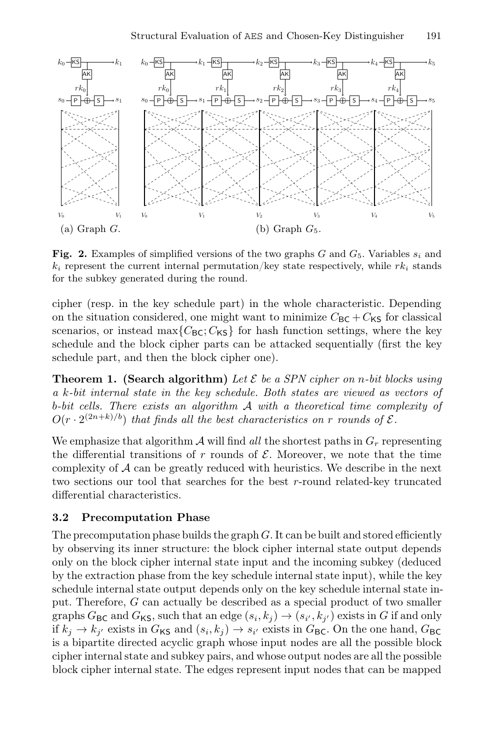**Fig. 2.** Examples of simplified versions of the two graphs $G$ and $G_5$. Variables $s_i$ and $k_i$ represent the current internal permutation/key state respectively, while $rk_i$ stands for the subkey generated during the round.

cipher (resp. in the key schedule part) in the whole characteristic. Depending on the situation considered, one might want to minimize $C_{\mathsf{BC}} + C_{\mathsf{KS}}$ for classical scenarios, or instead $\max\{C_{\mathsf{BC}}; C_{\mathsf{KS}}\}$ for hash function settings, where the key schedule and the block cipher parts can be attacked sequentially (first the key schedule part, and then the block cipher one).

**Theorem 1. (Search algorithm)** *Let $\mathcal{E}$ be a SPN cipher on $n$-bit blocks using a $k$-bit internal state in the key schedule. Both states are viewed as vectors of $b$-bit cells. There exists an algorithm $\mathcal{A}$ with a theoretical time complexity of $O(r \cdot 2^{(2n+k)/b})$ that finds all the best characteristics on $r$ rounds of $\mathcal{E}$.*

We emphasize that algorithm $\mathcal{A}$ will find *all* the shortest paths in $G_r$ representing the differential transitions of $r$ rounds of $\mathcal{E}$. Moreover, we note that the time complexity of $\mathcal{A}$ can be greatly reduced with heuristics. We describe in the next two sections our tool that searches for the best $r$-round related-key truncated differential characteristics.

### 3.2 Precomputation Phase

The precomputation phase builds the graph $G$. It can be built and stored efficiently by observing its inner structure: the block cipher internal state output depends only on the block cipher internal state input and the incoming subkey (deduced by the extraction phase from the key schedule internal state input), while the key schedule internal state output depends only on the key schedule internal state input. Therefore, $G$ can actually be described as a special product of two smaller graphs $G_{\mathsf{BC}}$ and $G_{\mathsf{KS}}$, such that an edge $(s_i, k_j) \rightarrow (s_{i'}, k_{j'})$ exists in $G$ if and only if $k_j \rightarrow k_{j'}$ exists in $G_{\mathsf{KS}}$ and $(s_i, k_j) \rightarrow s_{i'}$ exists in $G_{\mathsf{BC}}$. On the one hand, $G_{\mathsf{BC}}$ is a bipartite directed acyclic graph whose input nodes are all the possible block cipher internal state and subkey pairs, and whose output nodes are all the possible block cipher internal state. The edges represent input nodes that can be mapped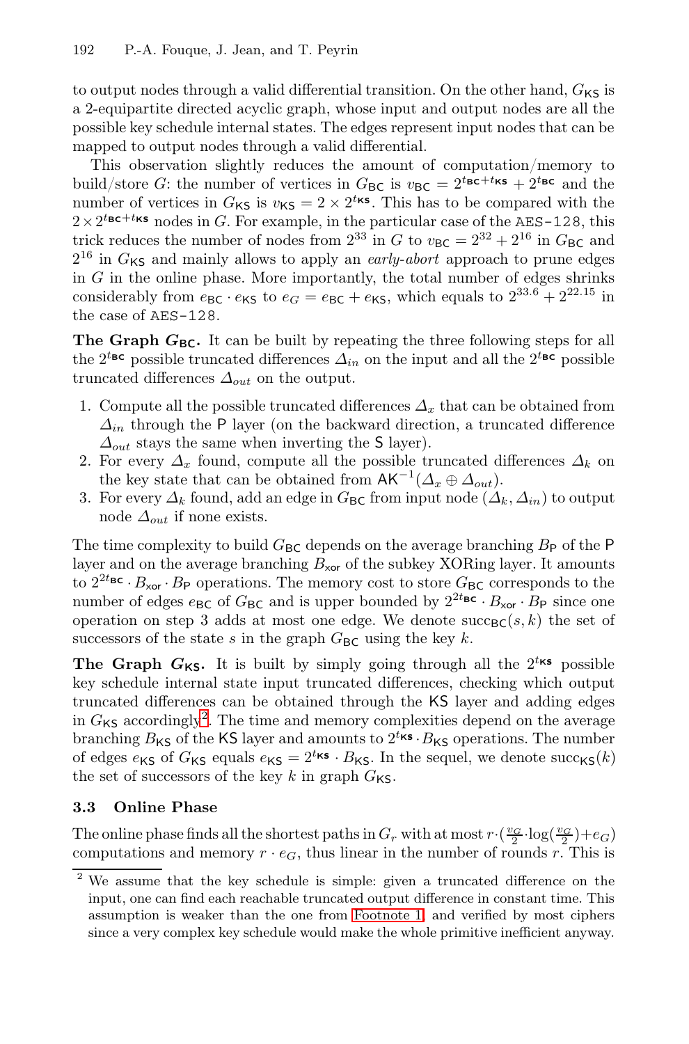to output nodes through a valid differential transition. On the other hand, $G_{\mathsf{KS}}$ is a 2-equipartite directed acyclic graph, whose input and output nodes are all the possible key schedule internal states. The edges represent input nodes that can be mapped to output nodes through a valid differential.

This observation slightly reduces the amount of computation/memory to build/store $G$: the number of vertices in $G_{\mathsf{BC}}$ is $v_{\mathsf{BC}} = 2^{t_{\mathsf{BC}}+t_{\mathsf{KS}}} + 2^{t_{\mathsf{BC}}}$ and the number of vertices in $G_{\mathsf{KS}}$ is $v_{\mathsf{KS}} = 2 \times 2^{t_{\mathsf{KS}}}$. This has to be compared with the $2 \times 2^{t_{\mathsf{BC}}+t_{\mathsf{KS}}}$ nodes in $G$. For example, in the particular case of the AES-128, this trick reduces the number of nodes from $2^{33}$ in $G$ to $v_{\mathsf{BC}} = 2^{32} + 2^{16}$ in $G_{\mathsf{BC}}$ and $2^{16}$ in $G_{\mathsf{KS}}$ and mainly allows to apply an *early-abort* approach to prune edges in $G$ in the online phase. More importantly, the total number of edges shrinks considerably from $e_{\mathsf{BC}} \cdot e_{\mathsf{KS}}$ to $e_G = e_{\mathsf{BC}} + e_{\mathsf{KS}}$, which equals to $2^{33.6} + 2^{22.15}$ in the case of AES-128.

**The Graph $G_{\mathsf{BC}}$.** It can be built by repeating the three following steps for all the $2^{t_{\mathsf{BC}}}$ possible truncated differences $\Delta_{in}$ on the input and all the $2^{t_{\mathsf{BC}}}$ possible truncated differences $\Delta_{out}$ on the output.

1. Compute all the possible truncated differences $\Delta_x$ that can be obtained from $\Delta_{in}$ through the $\mathsf{P}$ layer (on the backward direction, a truncated difference $\Delta_{out}$ stays the same when inverting the $\mathsf{S}$ layer).
2. For every $\Delta_x$ found, compute all the possible truncated differences $\Delta_k$ on the key state that can be obtained from $\mathsf{AK}^{-1}(\Delta_x \oplus \Delta_{out})$.
3. For every $\Delta_k$ found, add an edge in $G_{\mathsf{BC}}$ from input node $(\Delta_k, \Delta_{in})$ to output node $\Delta_{out}$ if none exists.

The time complexity to build $G_{\mathsf{BC}}$ depends on the average branching $B_{\mathsf{P}}$ of the $\mathsf{P}$ layer and on the average branching $B_{\mathsf{xor}}$ of the subkey XORing layer. It amounts to $2^{2t_{\mathsf{BC}}} \cdot B_{\mathsf{xor}} \cdot B_{\mathsf{P}}$ operations. The memory cost to store $G_{\mathsf{BC}}$ corresponds to the number of edges $e_{\mathsf{BC}}$ of $G_{\mathsf{BC}}$ and is upper bounded by $2^{2t_{\mathsf{BC}}} \cdot B_{\mathsf{xor}} \cdot B_{\mathsf{P}}$ since one operation on step 3 adds at most one edge. We denote $\mathrm{succ}_{\mathsf{BC}}(s, k)$ the set of successors of the state $s$ in the graph $G_{\mathsf{BC}}$ using the key $k$.

**The Graph $G_{\mathsf{KS}}$.** It is built by simply going through all the $2^{t_{\mathsf{KS}}}$ possible key schedule internal state input truncated differences, checking which output truncated differences can be obtained through the $\mathsf{KS}$ layer and adding edges in $G_{\mathsf{KS}}$ accordingly[2]. The time and memory complexities depend on the average branching $B_{\mathsf{KS}}$ of the $\mathsf{KS}$ layer and amounts to $2^{t_{\mathsf{KS}}} \cdot B_{\mathsf{KS}}$ operations. The number of edges $e_{\mathsf{KS}}$ of $G_{\mathsf{KS}}$ equals $e_{\mathsf{KS}} = 2^{t_{\mathsf{KS}}} \cdot B_{\mathsf{KS}}$. In the sequel, we denote $\mathrm{succ}_{\mathsf{KS}}(k)$ the set of successors of the key $k$ in graph $G_{\mathsf{KS}}$.

### 3.3 Online Phase

The online phase finds all the shortest paths in $G_r$ with at most $r \cdot (\frac{v_G}{2} \cdot \log(\frac{v_G}{2}) + e_G)$ computations and memory $r \cdot e_G$, thus linear in the number of rounds $r$. This is

[2] We assume that the key schedule is simple: given a truncated difference on the input, one can find each reachable truncated output difference in constant time. This assumption is weaker than the one from Footnote 1, and verified by most ciphers since a very complex key schedule would make the whole primitive inefficient anyway.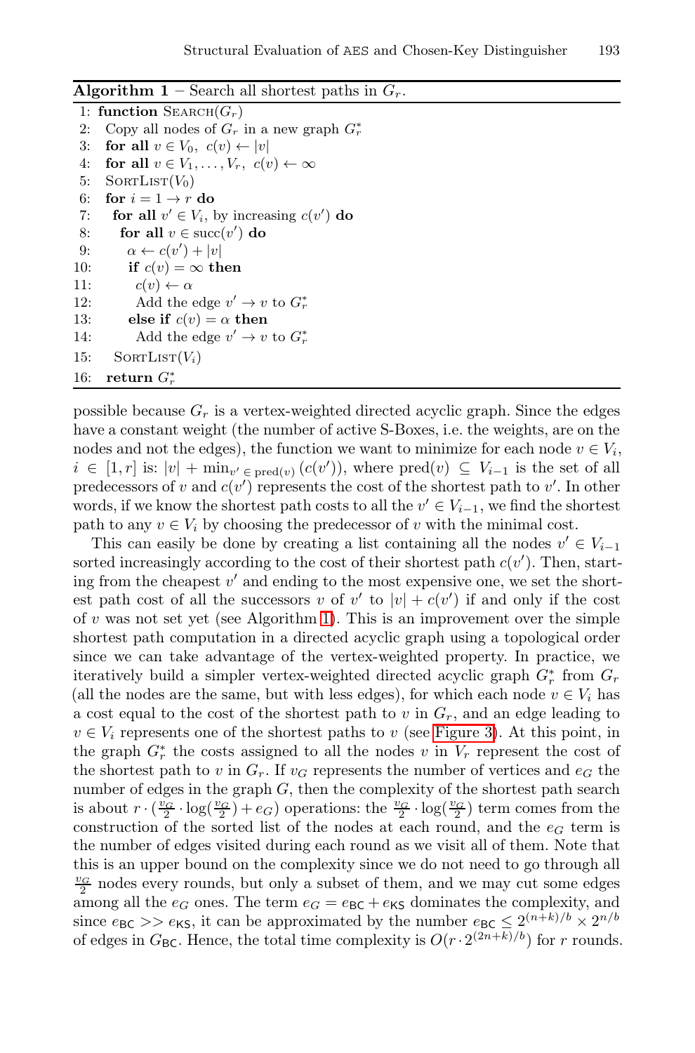**Algorithm 1** – Search all shortest paths in $G_r$.

```
1: function SEARCH(G_r)
2:   Copy all nodes of G_r in a new graph G_r^*
3:   for all v ∈ V_0,  c(v) ← |v|
4:   for all v ∈ V_1, ..., V_r,  c(v) ← ∞
5:   SORTLIST(V_0)
6:   for i = 1 → r do
7:     for all v' ∈ V_i, by increasing c(v') do
8:       for all v ∈ succ(v') do
9:         α ← c(v') + |v|
10:        if c(v) = ∞ then
11:          c(v) ← α
12:          Add the edge v' → v to G_r^*
13:        else if c(v) = α then
14:          Add the edge v' → v to G_r^*
15:     SORTLIST(V_i)
16:  return G_r^*
```

possible because $G_r$ is a vertex-weighted directed acyclic graph. Since the edges have a constant weight (the number of active S-Boxes, i.e. the weights, are on the nodes and not the edges), the function we want to minimize for each node $v \in V_i$, $i \in [1, r]$ is: $|v| + \min_{v' \in \text{pred}(v)} (c(v'))$, where $\text{pred}(v) \subseteq V_{i-1}$ is the set of all predecessors of $v$ and $c(v')$ represents the cost of the shortest path to $v'$. In other words, if we know the shortest path costs to all the $v' \in V_{i-1}$, we find the shortest path to any $v \in V_i$ by choosing the predecessor of $v$ with the minimal cost.

This can easily be done by creating a list containing all the nodes $v' \in V_{i-1}$ sorted increasingly according to the cost of their shortest path $c(v')$. Then, starting from the cheapest $v'$ and ending to the most expensive one, we set the shortest path cost of all the successors $v$ of $v'$ to $|v| + c(v')$ if and only if the cost of $v$ was not set yet (see Algorithm 1). This is an improvement over the simple shortest path computation in a directed acyclic graph using a topological order since we can take advantage of the vertex-weighted property. In practice, we iteratively build a simpler vertex-weighted directed acyclic graph $G_r^*$ from $G_r$ (all the nodes are the same, but with less edges), for which each node $v \in V_i$ has a cost equal to the cost of the shortest path to $v$ in $G_r$, and an edge leading to $v \in V_i$ represents one of the shortest paths to $v$ (see Figure 3). At this point, in the graph $G_r^*$ the costs assigned to all the nodes $v$ in $V_r$ represent the cost of the shortest path to $v$ in $G_r$. If $v_G$ represents the number of vertices and $e_G$ the number of edges in the graph $G$, then the complexity of the shortest path search is about $r \cdot (\frac{v_G}{2} \cdot \log(\frac{v_G}{2}) + e_G)$ operations: the $\frac{v_G}{2} \cdot \log(\frac{v_G}{2})$ term comes from the construction of the sorted list of the nodes at each round, and the $e_G$ term is the number of edges visited during each round as we visit all of them. Note that this is an upper bound on the complexity since we do not need to go through all $\frac{v_G}{2}$ nodes every rounds, but only a subset of them, and we may cut some edges among all the $e_G$ ones. The term $e_G = e_{\mathsf{BC}} + e_{\mathsf{KS}}$ dominates the complexity, and since $e_{\mathsf{BC}} >> e_{\mathsf{KS}}$, it can be approximated by the number $e_{\mathsf{BC}} \leq 2^{(n+k)/b} \times 2^{n/b}$ of edges in $G_{\mathsf{BC}}$. Hence, the total time complexity is $O(r \cdot 2^{(2n+k)/b})$ for $r$ rounds.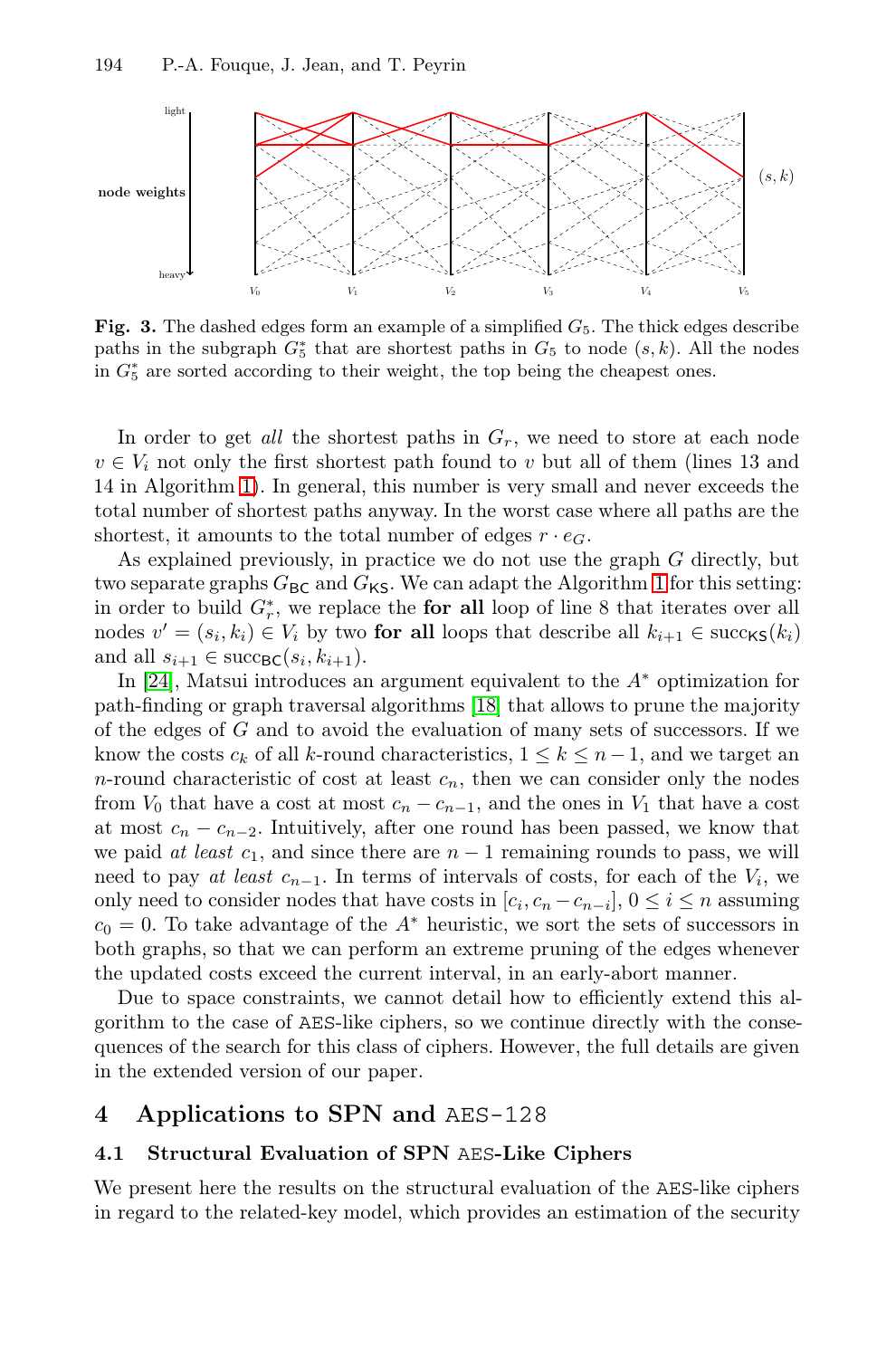**Fig. 3.** The dashed edges form an example of a simplified $G_5$. The thick edges describe paths in the subgraph $G_5^*$ that are shortest paths in $G_5$ to node $(s, k)$. All the nodes in $G_5^*$ are sorted according to their weight, the top being the cheapest ones.

In order to get *all* the shortest paths in $G_r$, we need to store at each node $v \in V_i$ not only the first shortest path found to $v$ but all of them (lines 13 and 14 in Algorithm 1). In general, this number is very small and never exceeds the total number of shortest paths anyway. In the worst case where all paths are the shortest, it amounts to the total number of edges $r \cdot e_G$.

As explained previously, in practice we do not use the graph $G$ directly, but two separate graphs $G_{\mathsf{BC}}$ and $G_{\mathsf{KS}}$. We can adapt the Algorithm 1 for this setting: in order to build $G_r^*$, we replace the **for all** loop of line 8 that iterates over all nodes $v' = (s_i, k_i) \in V_i$ by two **for all** loops that describe all $k_{i+1} \in \mathrm{succ}_{\mathsf{KS}}(k_i)$ and all $s_{i+1} \in \mathrm{succ}_{\mathsf{BC}}(s_i, k_{i+1})$.

In [24], Matsui introduces an argument equivalent to the $A^*$ optimization for path-finding or graph traversal algorithms [18] that allows to prune the majority of the edges of $G$ and to avoid the evaluation of many sets of successors. If we know the costs $c_k$ of all $k$-round characteristics, $1 \leq k \leq n-1$, and we target an $n$-round characteristic of cost at least $c_n$, then we can consider only the nodes from $V_0$ that have a cost at most $c_n - c_{n-1}$, and the ones in $V_1$ that have a cost at most $c_n - c_{n-2}$. Intuitively, after one round has been passed, we know that we paid *at least* $c_1$, and since there are $n-1$ remaining rounds to pass, we will need to pay *at least* $c_{n-1}$. In terms of intervals of costs, for each of the $V_i$, we only need to consider nodes that have costs in $[c_i, c_n - c_{n-i}]$, $0 \leq i \leq n$ assuming $c_0 = 0$. To take advantage of the $A^*$ heuristic, we sort the sets of successors in both graphs, so that we can perform an extreme pruning of the edges whenever the updated costs exceed the current interval, in an early-abort manner.

Due to space constraints, we cannot detail how to efficiently extend this algorithm to the case of AES-like ciphers, so we continue directly with the consequences of the search for this class of ciphers. However, the full details are given in the extended version of our paper.

## 4 Applications to SPN and AES-128

### 4.1 Structural Evaluation of SPN AES-Like Ciphers

We present here the results on the structural evaluation of the AES-like ciphers in regard to the related-key model, which provides an estimation of the security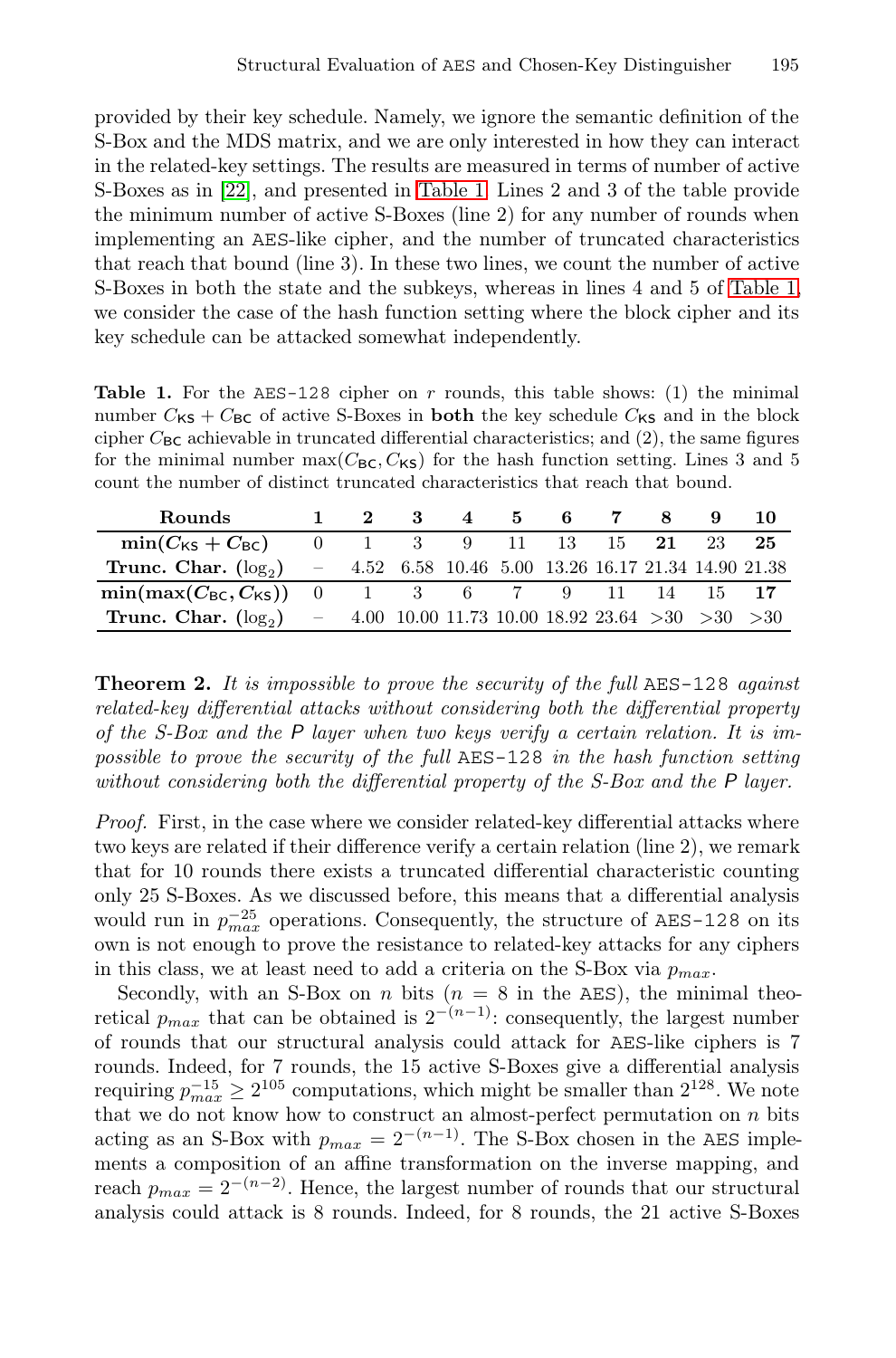provided by their key schedule. Namely, we ignore the semantic definition of the S-Box and the MDS matrix, and we are only interested in how they can interact in the related-key settings. The results are measured in terms of number of active S-Boxes as in [22], and presented in Table 1. Lines 2 and 3 of the table provide the minimum number of active S-Boxes (line 2) for any number of rounds when implementing an AES-like cipher, and the number of truncated characteristics that reach that bound (line 3). In these two lines, we count the number of active S-Boxes in both the state and the subkeys, whereas in lines 4 and 5 of Table 1, we consider the case of the hash function setting where the block cipher and its key schedule can be attacked somewhat independently.

**Table 1.** For the AES-128 cipher on $r$ rounds, this table shows: (1) the minimal number $C_{\mathsf{KS}} + C_{\mathsf{BC}}$ of active S-Boxes in **both** the key schedule $C_{\mathsf{KS}}$ and in the block cipher $C_{\mathsf{BC}}$ achievable in truncated differential characteristics; and (2), the same figures for the minimal number $\max(C_{\mathsf{BC}}, C_{\mathsf{KS}})$ for the hash function setting. Lines 3 and 5 count the number of distinct truncated characteristics that reach that bound.

| Rounds | 1 | 2 | 3 | 4 | 5 | 6 | 7 | 8 | 9 | 10 |
|---|---|---|---|---|---|---|---|---|---|---|
| $\mathbf{min}(C_{\mathsf{KS}} + C_{\mathsf{BC}})$ | 0 | 1 | 3 | 9 | 11 | 13 | 15 | **21** | 23 | **25** |
| **Trunc. Char.** ($\log_2$) | – | 4.52 | 6.58 | 10.46 | 5.00 | 13.26 | 16.17 | 21.34 | 14.90 | 21.38 |
| $\mathbf{min}(\mathbf{max}(C_{\mathsf{BC}}, C_{\mathsf{KS}}))$ | 0 | 1 | 3 | 6 | 7 | 9 | 11 | 14 | 15 | **17** |
| **Trunc. Char.** ($\log_2$) | – | 4.00 | 10.00 | 11.73 | 10.00 | 18.92 | 23.64 | >30 | >30 | >30 |

**Theorem 2.** *It is impossible to prove the security of the full* AES-128 *against related-key differential attacks without considering both the differential property of the S-Box and the* $P$ *layer when two keys verify a certain relation. It is impossible to prove the security of the full* AES-128 *in the hash function setting without considering both the differential property of the S-Box and the* $P$ *layer.*

*Proof.* First, in the case where we consider related-key differential attacks where two keys are related if their difference verify a certain relation (line 2), we remark that for 10 rounds there exists a truncated differential characteristic counting only 25 S-Boxes. As we discussed before, this means that a differential analysis would run in $p_{max}^{-25}$ operations. Consequently, the structure of AES-128 on its own is not enough to prove the resistance to related-key attacks for any ciphers in this class, we at least need to add a criteria on the S-Box via $p_{max}$.

Secondly, with an S-Box on $n$ bits ($n = 8$ in the AES), the minimal theoretical $p_{max}$ that can be obtained is $2^{-(n-1)}$: consequently, the largest number of rounds that our structural analysis could attack for AES-like ciphers is 7 rounds. Indeed, for 7 rounds, the 15 active S-Boxes give a differential analysis requiring $p_{max}^{-15} \geq 2^{105}$ computations, which might be smaller than $2^{128}$. We note that we do not know how to construct an almost-perfect permutation on $n$ bits acting as an S-Box with $p_{max} = 2^{-(n-1)}$. The S-Box chosen in the AES implements a composition of an affine transformation on the inverse mapping, and reach $p_{max} = 2^{-(n-2)}$. Hence, the largest number of rounds that our structural analysis could attack is 8 rounds. Indeed, for 8 rounds, the 21 active S-Boxes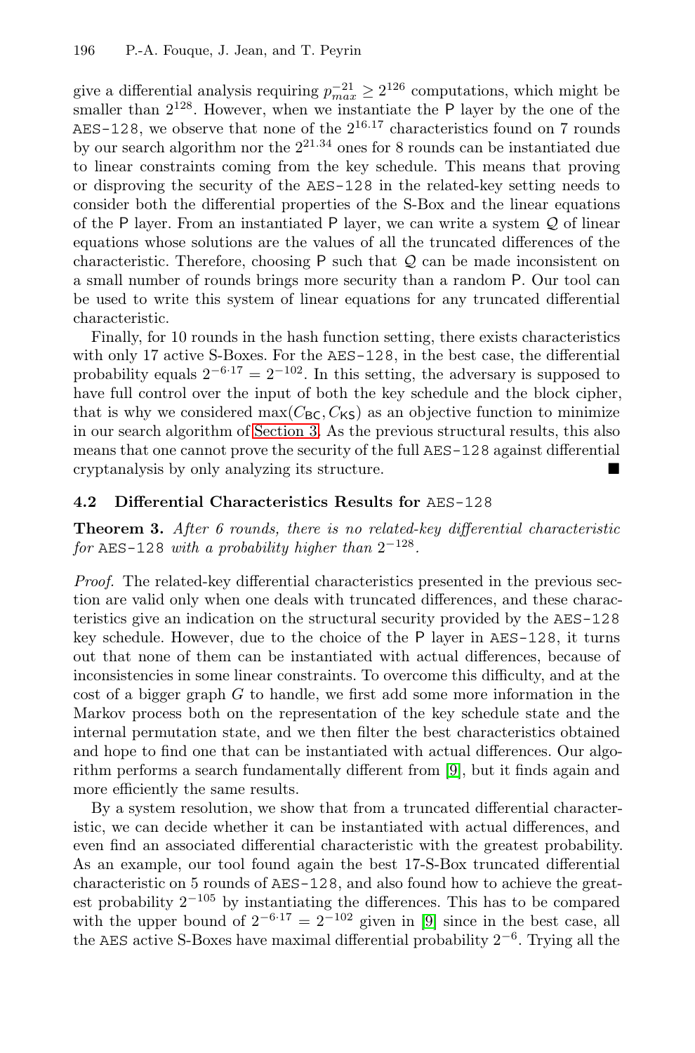give a differential analysis requiring $p_{max}^{-21} \geq 2^{126}$ computations, which might be smaller than $2^{128}$. However, when we instantiate the P layer by the one of the AES-128, we observe that none of the $2^{16.17}$ characteristics found on 7 rounds by our search algorithm nor the $2^{21.34}$ ones for 8 rounds can be instantiated due to linear constraints coming from the key schedule. This means that proving or disproving the security of the AES-128 in the related-key setting needs to consider both the differential properties of the S-Box and the linear equations of the P layer. From an instantiated P layer, we can write a system $\mathcal{Q}$ of linear equations whose solutions are the values of all the truncated differences of the characteristic. Therefore, choosing P such that $\mathcal{Q}$ can be made inconsistent on a small number of rounds brings more security than a random P. Our tool can be used to write this system of linear equations for any truncated differential characteristic.

Finally, for 10 rounds in the hash function setting, there exists characteristics with only 17 active S-Boxes. For the AES-128, in the best case, the differential probability equals $2^{-6 \cdot 17} = 2^{-102}$. In this setting, the adversary is supposed to have full control over the input of both the key schedule and the block cipher, that is why we considered $\max(C_{\mathsf{BC}}, C_{\mathsf{KS}})$ as an objective function to minimize in our search algorithm of Section 3. As the previous structural results, this also means that one cannot prove the security of the full AES-128 against differential cryptanalysis by only analyzing its structure. ∎

### 4.2 Differential Characteristics Results for AES-128

**Theorem 3.** *After 6 rounds, there is no related-key differential characteristic for* AES-128 *with a probability higher than* $2^{-128}$.

*Proof.* The related-key differential characteristics presented in the previous section are valid only when one deals with truncated differences, and these characteristics give an indication on the structural security provided by the AES-128 key schedule. However, due to the choice of the P layer in AES-128, it turns out that none of them can be instantiated with actual differences, because of inconsistencies in some linear constraints. To overcome this difficulty, and at the cost of a bigger graph $G$ to handle, we first add some more information in the Markov process both on the representation of the key schedule state and the internal permutation state, and we then filter the best characteristics obtained and hope to find one that can be instantiated with actual differences. Our algorithm performs a search fundamentally different from [9], but it finds again and more efficiently the same results.

By a system resolution, we show that from a truncated differential characteristic, we can decide whether it can be instantiated with actual differences, and even find an associated differential characteristic with the greatest probability. As an example, our tool found again the best 17-S-Box truncated differential characteristic on 5 rounds of AES-128, and also found how to achieve the greatest probability $2^{-105}$ by instantiating the differences. This has to be compared with the upper bound of $2^{-6 \cdot 17} = 2^{-102}$ given in [9] since in the best case, all the AES active S-Boxes have maximal differential probability $2^{-6}$. Trying all the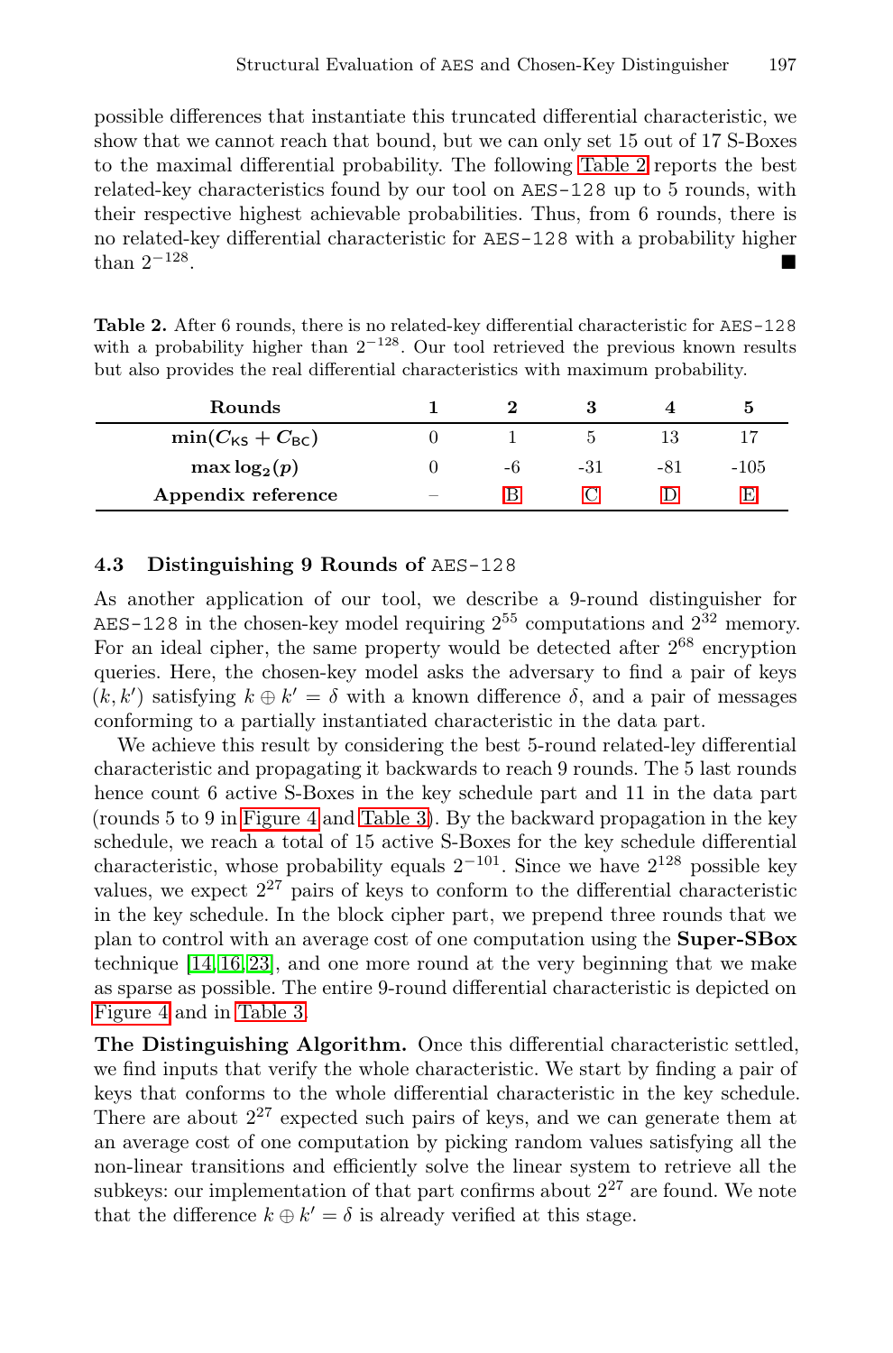possible differences that instantiate this truncated differential characteristic, we show that we cannot reach that bound, but we can only set 15 out of 17 S-Boxes to the maximal differential probability. The following Table 2 reports the best related-key characteristics found by our tool on AES-128 up to 5 rounds, with their respective highest achievable probabilities. Thus, from 6 rounds, there is no related-key differential characteristic for AES-128 with a probability higher than $2^{-128}$. ■

**Table 2.** After 6 rounds, there is no related-key differential characteristic for AES-128 with a probability higher than $2^{-128}$. Our tool retrieved the previous known results but also provides the real differential characteristics with maximum probability.

| Rounds | 1 | 2 | 3 | 4 | 5 |
|---|---|---|---|---|---|
| $\min(C_{\mathsf{KS}} + C_{\mathsf{BC}})$ | 0 | 1 | 5 | 13 | 17 |
| $\max \log_2(p)$ | 0 | -6 | -31 | -81 | -105 |
| **Appendix reference** | – | B | C | D | E |

### 4.3 Distinguishing 9 Rounds of AES-128

As another application of our tool, we describe a 9-round distinguisher for AES-128 in the chosen-key model requiring $2^{55}$ computations and $2^{32}$ memory. For an ideal cipher, the same property would be detected after $2^{68}$ encryption queries. Here, the chosen-key model asks the adversary to find a pair of keys $(k, k')$ satisfying $k \oplus k' = \delta$ with a known difference $\delta$, and a pair of messages conforming to a partially instantiated characteristic in the data part.

We achieve this result by considering the best 5-round related-ley differential characteristic and propagating it backwards to reach 9 rounds. The 5 last rounds hence count 6 active S-Boxes in the key schedule part and 11 in the data part (rounds 5 to 9 in Figure 4 and Table 3). By the backward propagation in the key schedule, we reach a total of 15 active S-Boxes for the key schedule differential characteristic, whose probability equals $2^{-101}$. Since we have $2^{128}$ possible key values, we expect $2^{27}$ pairs of keys to conform to the differential characteristic in the key schedule. In the block cipher part, we prepend three rounds that we plan to control with an average cost of one computation using the **Super-SBox** technique [14,16,23], and one more round at the very beginning that we make as sparse as possible. The entire 9-round differential characteristic is depicted on Figure 4 and in Table 3.

**The Distinguishing Algorithm.** Once this differential characteristic settled, we find inputs that verify the whole characteristic. We start by finding a pair of keys that conforms to the whole differential characteristic in the key schedule. There are about $2^{27}$ expected such pairs of keys, and we can generate them at an average cost of one computation by picking random values satisfying all the non-linear transitions and efficiently solve the linear system to retrieve all the subkeys: our implementation of that part confirms about $2^{27}$ are found. We note that the difference $k \oplus k' = \delta$ is already verified at this stage.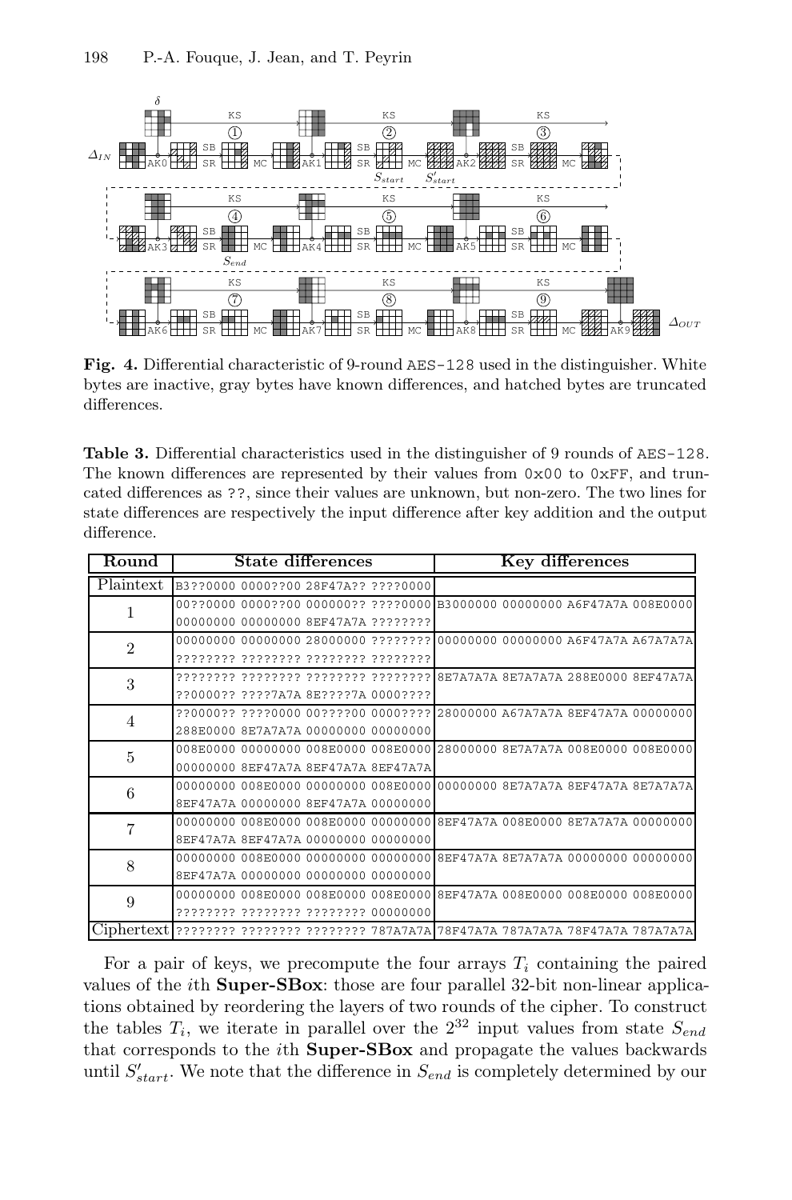**Fig. 4.** Differential characteristic of 9-round AES-128 used in the distinguisher. White bytes are inactive, gray bytes have known differences, and hatched bytes are truncated differences.

**Table 3.** Differential characteristics used in the distinguisher of 9 rounds of AES-128. The known differences are represented by their values from 0x00 to 0xFF, and truncated differences as ??, since their values are unknown, but non-zero. The two lines for state differences are respectively the input difference after key addition and the output difference.

| Round | State differences | Key differences |
|---|---|---|
| Plaintext | B3??0000 0000??00 28F47A?? ????0000 | |
| 1 | 00??0000 0000??00 000000?? ????0000 | B3000000 00000000 A6F47A7A 008E0000 |
| | 00000000 00000000 8EF47A7A ???????? | |
| 2 | 00000000 00000000 28000000 ???????? | 00000000 00000000 A6F47A7A A67A7A7A |
| | ???????? ???????? ???????? ???????? | |
| 3 | ???????? ???????? ???????? ???????? | 8E7A7A7A 8E7A7A7A 288E0000 8EF47A7A |
| | ??0000?? ????7A7A 8E????7A 0000???? | |
| 4 | ??0000?? ????0000 00????00 0000???? | 28000000 A67A7A7A 8EF47A7A 00000000 |
| | 288E0000 8E7A7A7A 00000000 00000000 | |
| 5 | 008E0000 00000000 008E0000 008E0000 | 28000000 8E7A7A7A 008E0000 008E0000 |
| | 00000000 8EF47A7A 8EF47A7A 8EF47A7A | |
| 6 | 00000000 008E0000 00000000 008E0000 | 00000000 8E7A7A7A 8EF47A7A 8E7A7A7A |
| | 8EF47A7A 00000000 8EF47A7A 00000000 | |
| 7 | 00000000 008E0000 008E0000 00000000 | 8EF47A7A 008E0000 8E7A7A7A 00000000 |
| | 8EF47A7A 8EF47A7A 00000000 00000000 | |
| 8 | 00000000 008E0000 00000000 00000000 | 8EF47A7A 8E7A7A7A 00000000 00000000 |
| | 8EF47A7A 00000000 00000000 00000000 | |
| 9 | 00000000 008E0000 008E0000 008E0000 | 8EF47A7A 008E0000 008E0000 008E0000 |
| | ???????? ???????? ???????? 00000000 | |
| Ciphertext | ???????? ???????? ???????? 787A7A7A | 78F47A7A 787A7A7A 78F47A7A 787A7A7A |

For a pair of keys, we precompute the four arrays $T_i$ containing the paired values of the $i$th **Super-SBox**: those are four parallel 32-bit non-linear applications obtained by reordering the layers of two rounds of the cipher. To construct the tables $T_i$, we iterate in parallel over the $2^{32}$ input values from state $S_{end}$ that corresponds to the $i$th **Super-SBox** and propagate the values backwards until $S'_{start}$. We note that the difference in $S_{end}$ is completely determined by our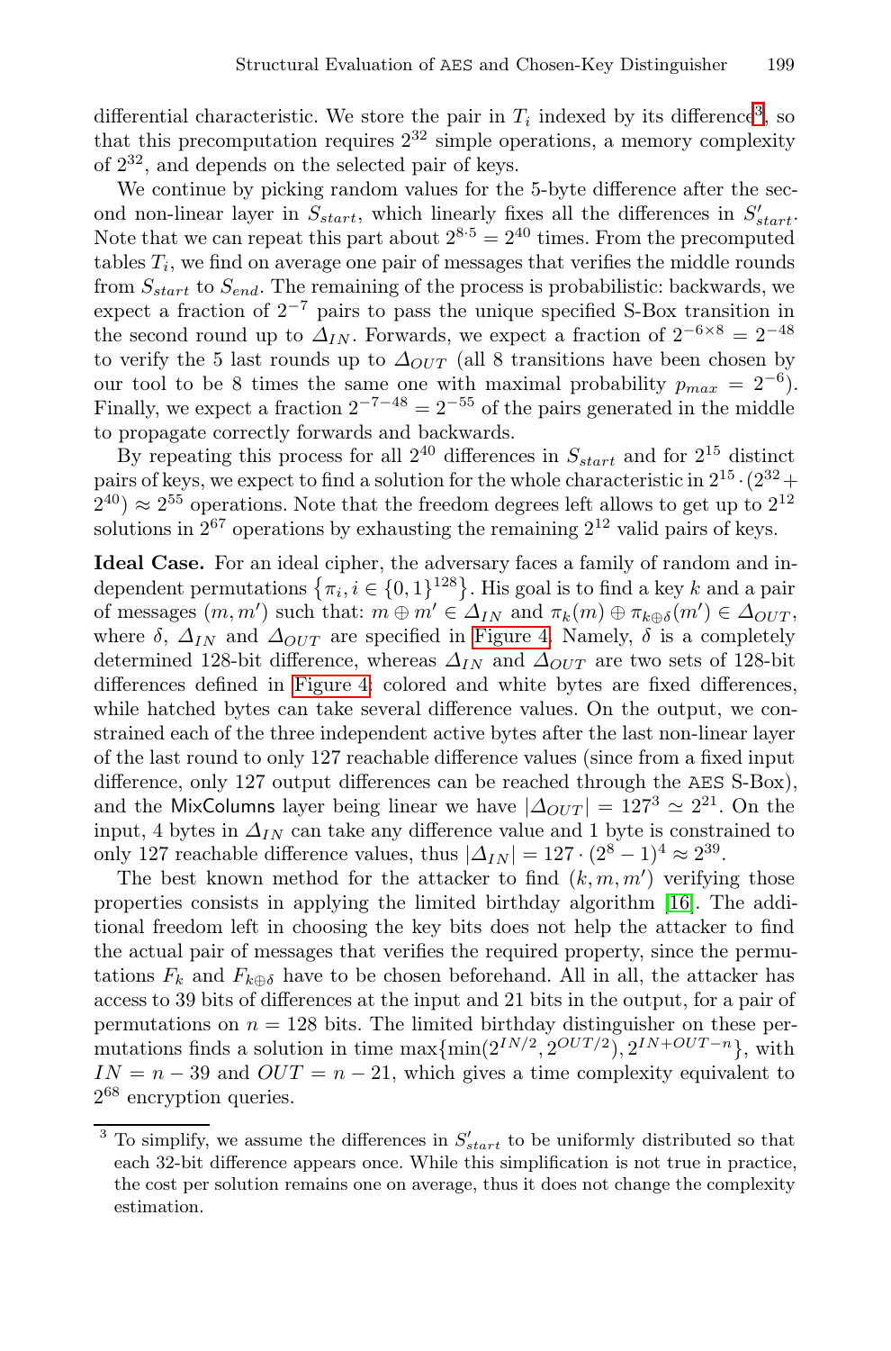differential characteristic. We store the pair in $T_i$ indexed by its difference[3], so that this precomputation requires $2^{32}$ simple operations, a memory complexity of $2^{32}$, and depends on the selected pair of keys.

We continue by picking random values for the 5-byte difference after the second non-linear layer in $S_{start}$, which linearly fixes all the differences in $S'_{start}$. Note that we can repeat this part about $2^{8 \cdot 5} = 2^{40}$ times. From the precomputed tables $T_i$, we find on average one pair of messages that verifies the middle rounds from $S_{start}$ to $S_{end}$. The remaining of the process is probabilistic: backwards, we expect a fraction of $2^{-7}$ pairs to pass the unique specified S-Box transition in the second round up to $\Delta_{IN}$. Forwards, we expect a fraction of $2^{-6 \times 8} = 2^{-48}$ to verify the 5 last rounds up to $\Delta_{OUT}$ (all 8 transitions have been chosen by our tool to be 8 times the same one with maximal probability $p_{max} = 2^{-6}$). Finally, we expect a fraction $2^{-7-48} = 2^{-55}$ of the pairs generated in the middle to propagate correctly forwards and backwards.

By repeating this process for all $2^{40}$ differences in $S_{start}$ and for $2^{15}$ distinct pairs of keys, we expect to find a solution for the whole characteristic in $2^{15} \cdot (2^{32} + 2^{40}) \approx 2^{55}$ operations. Note that the freedom degrees left allows to get up to $2^{12}$ solutions in $2^{67}$ operations by exhausting the remaining $2^{12}$ valid pairs of keys.

**Ideal Case.** For an ideal cipher, the adversary faces a family of random and independent permutations $\{\pi_i, i \in \{0,1\}^{128}\}$. His goal is to find a key $k$ and a pair of messages $(m, m')$ such that: $m \oplus m' \in \Delta_{IN}$ and $\pi_k(m) \oplus \pi_{k \oplus \delta}(m') \in \Delta_{OUT}$, where $\delta$, $\Delta_{IN}$ and $\Delta_{OUT}$ are specified in Figure 4. Namely, $\delta$ is a completely determined 128-bit difference, whereas $\Delta_{IN}$ and $\Delta_{OUT}$ are two sets of 128-bit differences defined in Figure 4: colored and white bytes are fixed differences, while hatched bytes can take several difference values. On the output, we constrained each of the three independent active bytes after the last non-linear layer of the last round to only 127 reachable difference values (since from a fixed input difference, only 127 output differences can be reached through the AES S-Box), and the MixColumns layer being linear we have $|\Delta_{OUT}| = 127^3 \simeq 2^{21}$. On the input, 4 bytes in $\Delta_{IN}$ can take any difference value and 1 byte is constrained to only 127 reachable difference values, thus $|\Delta_{IN}| = 127 \cdot (2^8 - 1)^4 \approx 2^{39}$.

The best known method for the attacker to find $(k, m, m')$ verifying those properties consists in applying the limited birthday algorithm [16]. The additional freedom left in choosing the key bits does not help the attacker to find the actual pair of messages that verifies the required property, since the permutations $F_k$ and $F_{k \oplus \delta}$ have to be chosen beforehand. All in all, the attacker has access to 39 bits of differences at the input and 21 bits in the output, for a pair of permutations on $n = 128$ bits. The limited birthday distinguisher on these permutations finds a solution in time $\max\{\min(2^{IN/2}, 2^{OUT/2}), 2^{IN+OUT-n}\}$, with $IN = n - 39$ and $OUT = n - 21$, which gives a time complexity equivalent to $2^{68}$ encryption queries.

---

[3] To simplify, we assume the differences in $S'_{start}$ to be uniformly distributed so that each 32-bit difference appears once. While this simplification is not true in practice, the cost per solution remains one on average, thus it does not change the complexity estimation.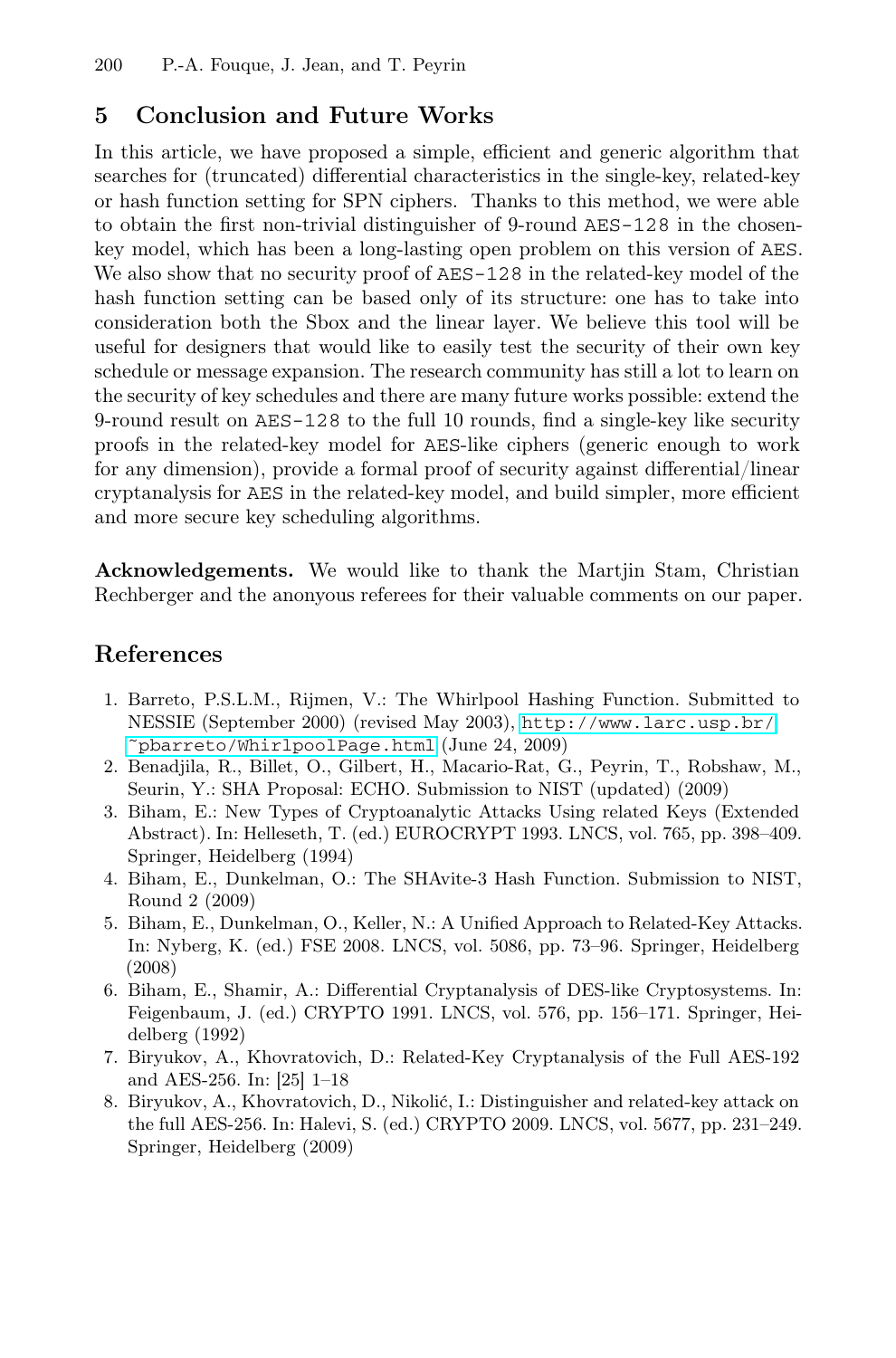## 5 Conclusion and Future Works

In this article, we have proposed a simple, efficient and generic algorithm that searches for (truncated) differential characteristics in the single-key, related-key or hash function setting for SPN ciphers. Thanks to this method, we were able to obtain the first non-trivial distinguisher of 9-round AES-128 in the chosen-key model, which has been a long-lasting open problem on this version of AES. We also show that no security proof of AES-128 in the related-key model of the hash function setting can be based only of its structure: one has to take into consideration both the Sbox and the linear layer. We believe this tool will be useful for designers that would like to easily test the security of their own key schedule or message expansion. The research community has still a lot to learn on the security of key schedules and there are many future works possible: extend the 9-round result on AES-128 to the full 10 rounds, find a single-key like security proofs in the related-key model for AES-like ciphers (generic enough to work for any dimension), provide a formal proof of security against differential/linear cryptanalysis for AES in the related-key model, and build simpler, more efficient and more secure key scheduling algorithms.

**Acknowledgements.** We would like to thank the Martjin Stam, Christian Rechberger and the anonyous referees for their valuable comments on our paper.

## References

1. Barreto, P.S.L.M., Rijmen, V.: The Whirlpool Hashing Function. Submitted to NESSIE (September 2000) (revised May 2003), http://www.larc.usp.br/~pbarreto/WhirlpoolPage.html (June 24, 2009)
2. Benadjila, R., Billet, O., Gilbert, H., Macario-Rat, G., Peyrin, T., Robshaw, M., Seurin, Y.: SHA Proposal: ECHO. Submission to NIST (updated) (2009)
3. Biham, E.: New Types of Cryptoanalytic Attacks Using related Keys (Extended Abstract). In: Helleseth, T. (ed.) EUROCRYPT 1993. LNCS, vol. 765, pp. 398–409. Springer, Heidelberg (1994)
4. Biham, E., Dunkelman, O.: The SHAvite-3 Hash Function. Submission to NIST, Round 2 (2009)
5. Biham, E., Dunkelman, O., Keller, N.: A Unified Approach to Related-Key Attacks. In: Nyberg, K. (ed.) FSE 2008. LNCS, vol. 5086, pp. 73–96. Springer, Heidelberg (2008)
6. Biham, E., Shamir, A.: Differential Cryptanalysis of DES-like Cryptosystems. In: Feigenbaum, J. (ed.) CRYPTO 1991. LNCS, vol. 576, pp. 156–171. Springer, Heidelberg (1992)
7. Biryukov, A., Khovratovich, D.: Related-Key Cryptanalysis of the Full AES-192 and AES-256. In: [25] 1–18
8. Biryukov, A., Khovratovich, D., Nikolić, I.: Distinguisher and related-key attack on the full AES-256. In: Halevi, S. (ed.) CRYPTO 2009. LNCS, vol. 5677, pp. 231–249. Springer, Heidelberg (2009)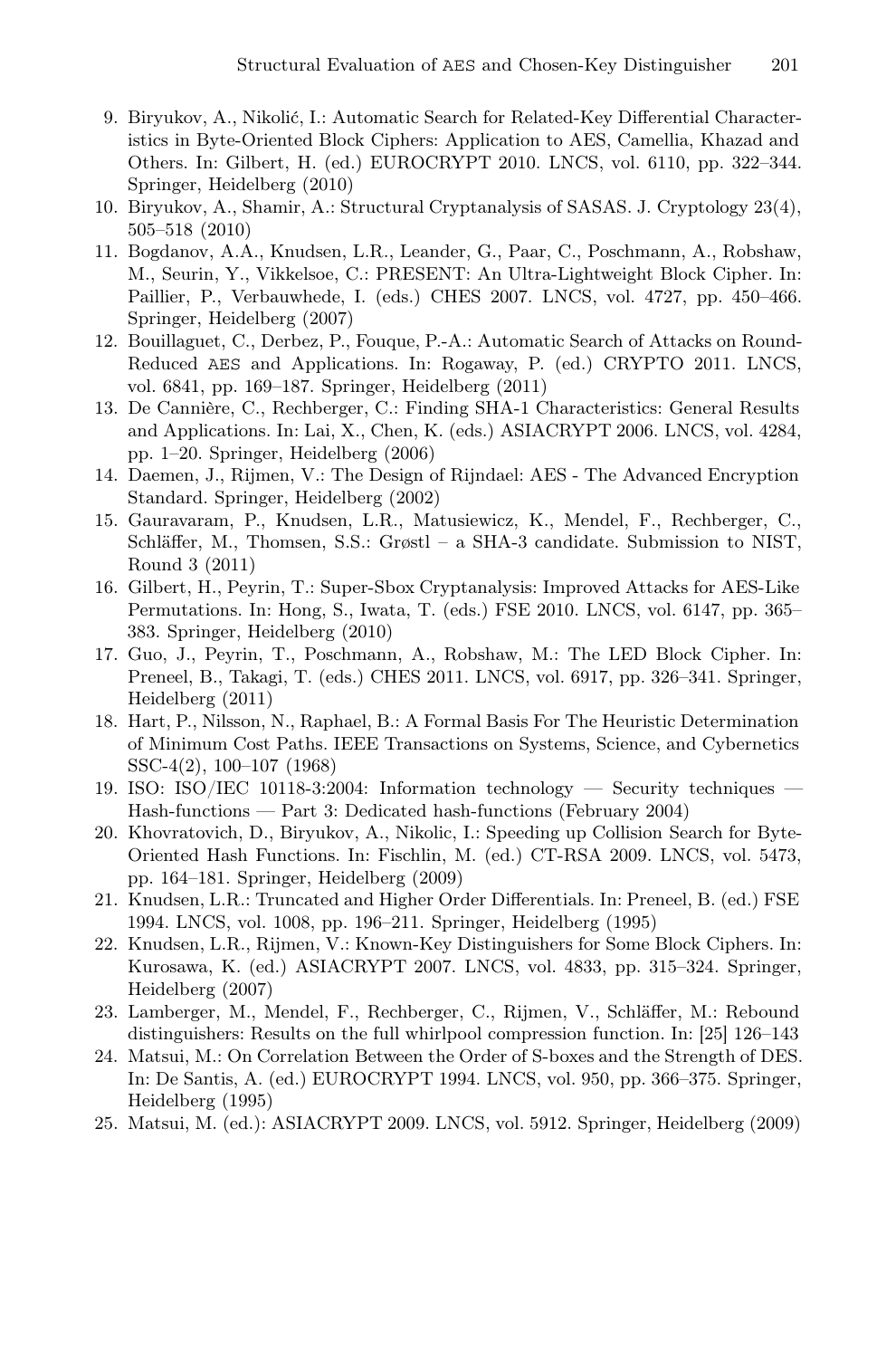9. Biryukov, A., Nikolić, I.: Automatic Search for Related-Key Differential Characteristics in Byte-Oriented Block Ciphers: Application to AES, Camellia, Khazad and Others. In: Gilbert, H. (ed.) EUROCRYPT 2010. LNCS, vol. 6110, pp. 322–344. Springer, Heidelberg (2010)
10. Biryukov, A., Shamir, A.: Structural Cryptanalysis of SASAS. J. Cryptology 23(4), 505–518 (2010)
11. Bogdanov, A.A., Knudsen, L.R., Leander, G., Paar, C., Poschmann, A., Robshaw, M., Seurin, Y., Vikkelsoe, C.: PRESENT: An Ultra-Lightweight Block Cipher. In: Paillier, P., Verbauwhede, I. (eds.) CHES 2007. LNCS, vol. 4727, pp. 450–466. Springer, Heidelberg (2007)
12. Bouillaguet, C., Derbez, P., Fouque, P.-A.: Automatic Search of Attacks on Round-Reduced AES and Applications. In: Rogaway, P. (ed.) CRYPTO 2011. LNCS, vol. 6841, pp. 169–187. Springer, Heidelberg (2011)
13. De Cannière, C., Rechberger, C.: Finding SHA-1 Characteristics: General Results and Applications. In: Lai, X., Chen, K. (eds.) ASIACRYPT 2006. LNCS, vol. 4284, pp. 1–20. Springer, Heidelberg (2006)
14. Daemen, J., Rijmen, V.: The Design of Rijndael: AES - The Advanced Encryption Standard. Springer, Heidelberg (2002)
15. Gauravaram, P., Knudsen, L.R., Matusiewicz, K., Mendel, F., Rechberger, C., Schläffer, M., Thomsen, S.S.: Grøstl – a SHA-3 candidate. Submission to NIST, Round 3 (2011)
16. Gilbert, H., Peyrin, T.: Super-Sbox Cryptanalysis: Improved Attacks for AES-Like Permutations. In: Hong, S., Iwata, T. (eds.) FSE 2010. LNCS, vol. 6147, pp. 365–383. Springer, Heidelberg (2010)
17. Guo, J., Peyrin, T., Poschmann, A., Robshaw, M.: The LED Block Cipher. In: Preneel, B., Takagi, T. (eds.) CHES 2011. LNCS, vol. 6917, pp. 326–341. Springer, Heidelberg (2011)
18. Hart, P., Nilsson, N., Raphael, B.: A Formal Basis For The Heuristic Determination of Minimum Cost Paths. IEEE Transactions on Systems, Science, and Cybernetics SSC-4(2), 100–107 (1968)
19. ISO: ISO/IEC 10118-3:2004: Information technology — Security techniques — Hash-functions — Part 3: Dedicated hash-functions (February 2004)
20. Khovratovich, D., Biryukov, A., Nikolic, I.: Speeding up Collision Search for Byte-Oriented Hash Functions. In: Fischlin, M. (ed.) CT-RSA 2009. LNCS, vol. 5473, pp. 164–181. Springer, Heidelberg (2009)
21. Knudsen, L.R.: Truncated and Higher Order Differentials. In: Preneel, B. (ed.) FSE 1994. LNCS, vol. 1008, pp. 196–211. Springer, Heidelberg (1995)
22. Knudsen, L.R., Rijmen, V.: Known-Key Distinguishers for Some Block Ciphers. In: Kurosawa, K. (ed.) ASIACRYPT 2007. LNCS, vol. 4833, pp. 315–324. Springer, Heidelberg (2007)
23. Lamberger, M., Mendel, F., Rechberger, C., Rijmen, V., Schläffer, M.: Rebound distinguishers: Results on the full whirlpool compression function. In: [25] 126–143
24. Matsui, M.: On Correlation Between the Order of S-boxes and the Strength of DES. In: De Santis, A. (ed.) EUROCRYPT 1994. LNCS, vol. 950, pp. 366–375. Springer, Heidelberg (1995)
25. Matsui, M. (ed.): ASIACRYPT 2009. LNCS, vol. 5912. Springer, Heidelberg (2009)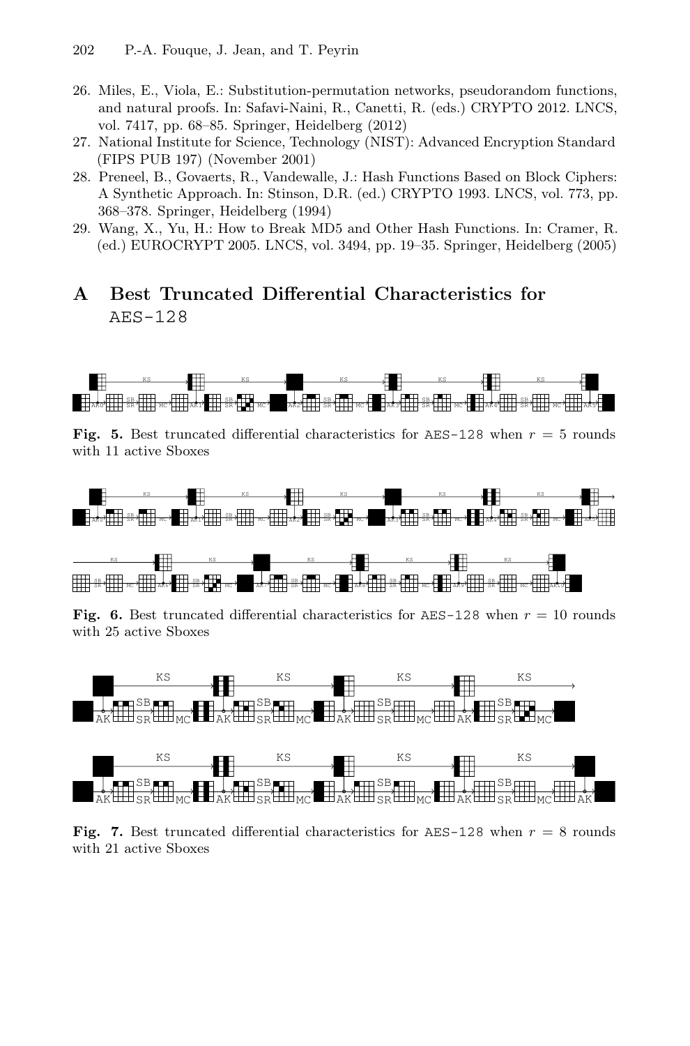26. Miles, E., Viola, E.: Substitution-permutation networks, pseudorandom functions, and natural proofs. In: Safavi-Naini, R., Canetti, R. (eds.) CRYPTO 2012. LNCS, vol. 7417, pp. 68–85. Springer, Heidelberg (2012)
27. National Institute for Science, Technology (NIST): Advanced Encryption Standard (FIPS PUB 197) (November 2001)
28. Preneel, B., Govaerts, R., Vandewalle, J.: Hash Functions Based on Block Ciphers: A Synthetic Approach. In: Stinson, D.R. (ed.) CRYPTO 1993. LNCS, vol. 773, pp. 368–378. Springer, Heidelberg (1994)
29. Wang, X., Yu, H.: How to Break MD5 and Other Hash Functions. In: Cramer, R. (ed.) EUROCRYPT 2005. LNCS, vol. 3494, pp. 19–35. Springer, Heidelberg (2005)

# A Best Truncated Differential Characteristics for AES-128

**Fig. 5.** Best truncated differential characteristics for AES-128 when $r = 5$ rounds with 11 active Sboxes

**Fig. 6.** Best truncated differential characteristics for AES-128 when $r = 10$ rounds with 25 active Sboxes

**Fig. 7.** Best truncated differential characteristics for AES-128 when $r = 8$ rounds with 21 active Sboxes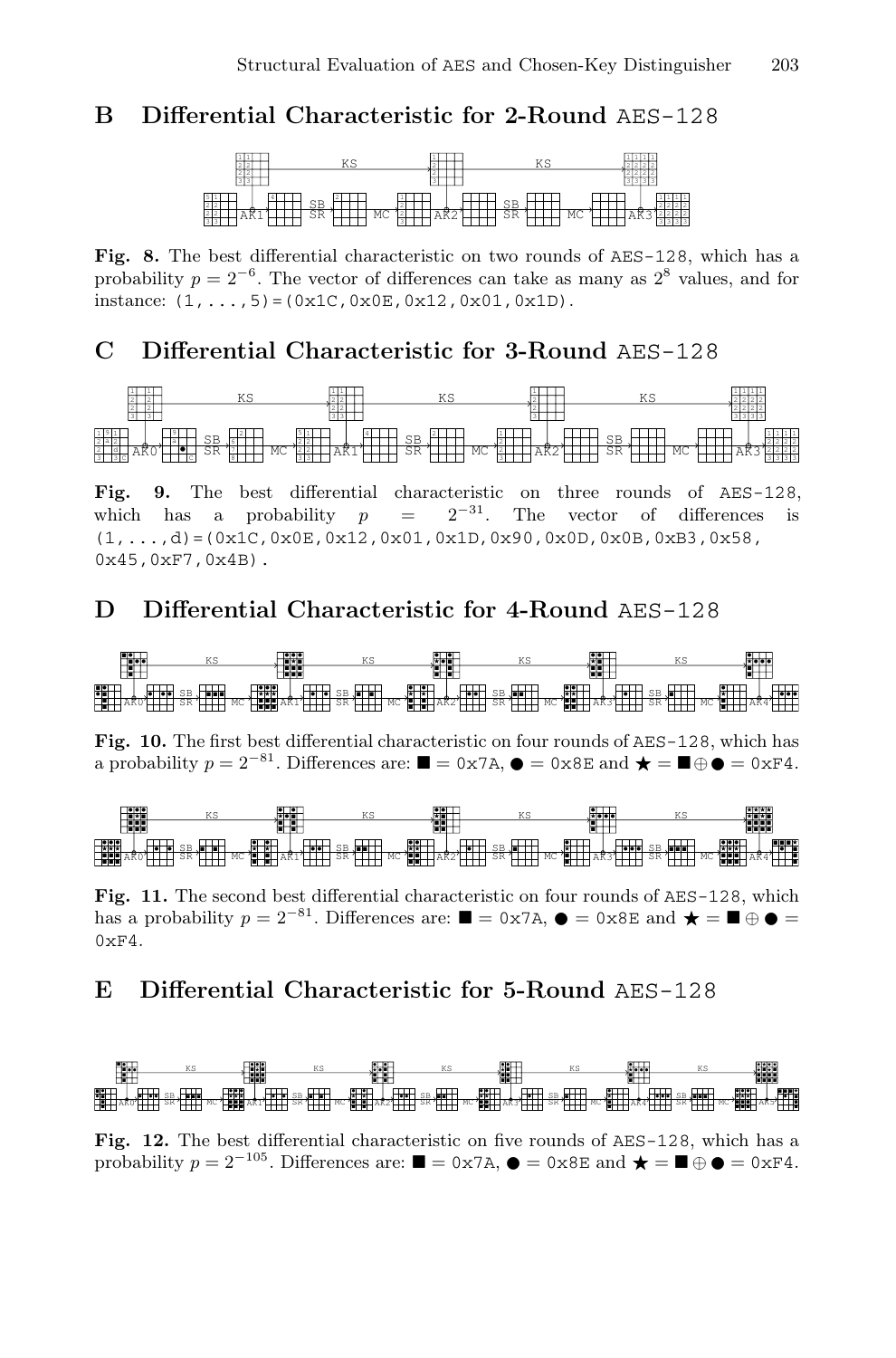## B Differential Characteristic for 2-Round AES-128

**Fig. 8.** The best differential characteristic on two rounds of AES-128, which has a probability $p = 2^{-6}$. The vector of differences can take as many as $2^8$ values, and for instance: (1,...,5)=(0x1C,0x0E,0x12,0x01,0x1D).

## C Differential Characteristic for 3-Round AES-128

**Fig. 9.** The best differential characteristic on three rounds of AES-128, which has a probability $p = 2^{-31}$. The vector of differences is (1,...,d)=(0x1C,0x0E,0x12,0x01,0x1D,0x90,0x0D,0x0B,0xB3,0x58, 0x45,0xF7,0x4B).

## D Differential Characteristic for 4-Round AES-128

**Fig. 10.** The first best differential characteristic on four rounds of AES-128, which has a probability $p = 2^{-81}$. Differences are: ■ = 0x7A, ● = 0x8E and ★ = ■ ⊕ ● = 0xF4.

**Fig. 11.** The second best differential characteristic on four rounds of AES-128, which has a probability $p = 2^{-81}$. Differences are: ■ = 0x7A, ● = 0x8E and ★ = ■ ⊕ ● = 0xF4.

## E Differential Characteristic for 5-Round AES-128

**Fig. 12.** The best differential characteristic on five rounds of AES-128, which has a probability $p = 2^{-105}$. Differences are: ■ = 0x7A, ● = 0x8E and ★ = ■ ⊕ ● = 0xF4.